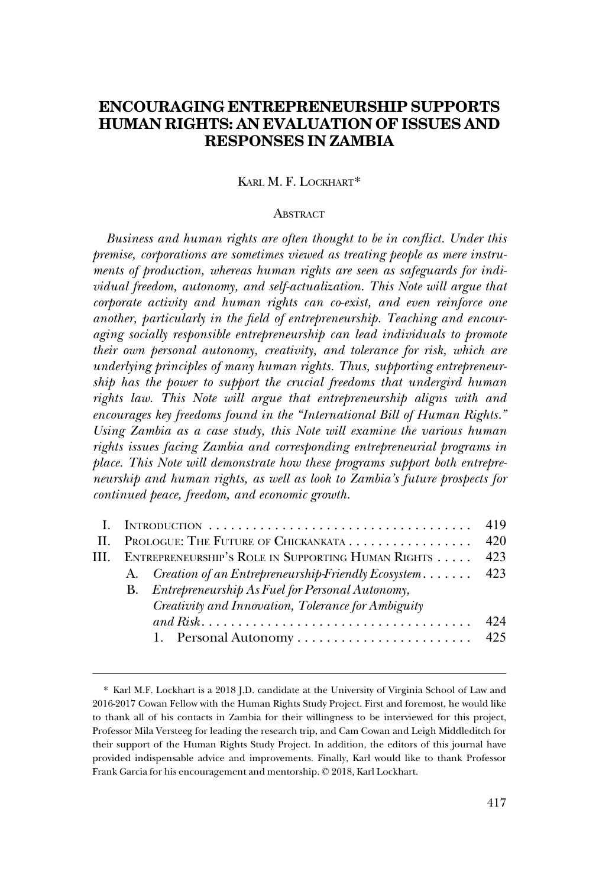# ENCOURAGING ENTREPRENEURSHIP SUPPORTS HUMAN RIGHTS: AN EVALUATION OF ISSUES AND RESPONSES IN ZAMBIA

KARL M. F. LOCKHART*

## ABSTRACT

*Business and human rights are often thought to be in conflict. Under this premise, corporations are sometimes viewed as treating people as mere instruments of production, whereas human rights are seen as safeguards for individual freedom, autonomy, and self-actualization. This Note will argue that corporate activity and human rights can co-exist, and even reinforce one another, particularly in the field of entrepreneurship. Teaching and encouraging socially responsible entrepreneurship can lead individuals to promote their own personal autonomy, creativity, and tolerance for risk, which are underlying principles of many human rights. Thus, supporting entrepreneurship has the power to support the crucial freedoms that undergird human rights law. This Note will argue that entrepreneurship aligns with and encourages key freedoms found in the "International Bill of Human Rights." Using Zambia as a case study, this Note will examine the various human rights issues facing Zambia and corresponding entrepreneurial programs in place. This Note will demonstrate how these programs support both entrepreneurship and human rights, as well as look to Zambia's future prospects for continued peace, freedom, and economic growth.*

| | | |
|---|---|---|
| I. | INTRODUCTION | 419 |
| II. | PROLOGUE: THE FUTURE OF CHICKANKATA | 420 |
| III. | ENTREPRENEURSHIP'S ROLE IN SUPPORTING HUMAN RIGHTS | 423 |
| | A. *Creation of an Entrepreneurship-Friendly Ecosystem* | 423 |
| | B. *Entrepreneurship As Fuel for Personal Autonomy, Creativity and Innovation, Tolerance for Ambiguity and Risk* | 424 |
| | 1. Personal Autonomy | 425 |

\* Karl M.F. Lockhart is a 2018 J.D. candidate at the University of Virginia School of Law and 2016-2017 Cowan Fellow with the Human Rights Study Project. First and foremost, he would like to thank all of his contacts in Zambia for their willingness to be interviewed for this project, Professor Mila Versteeg for leading the research trip, and Cam Cowan and Leigh Middleditch for their support of the Human Rights Study Project. In addition, the editors of this journal have provided indispensable advice and improvements. Finally, Karl would like to thank Professor Frank Garcia for his encouragement and mentorship. © 2018, Karl Lockhart.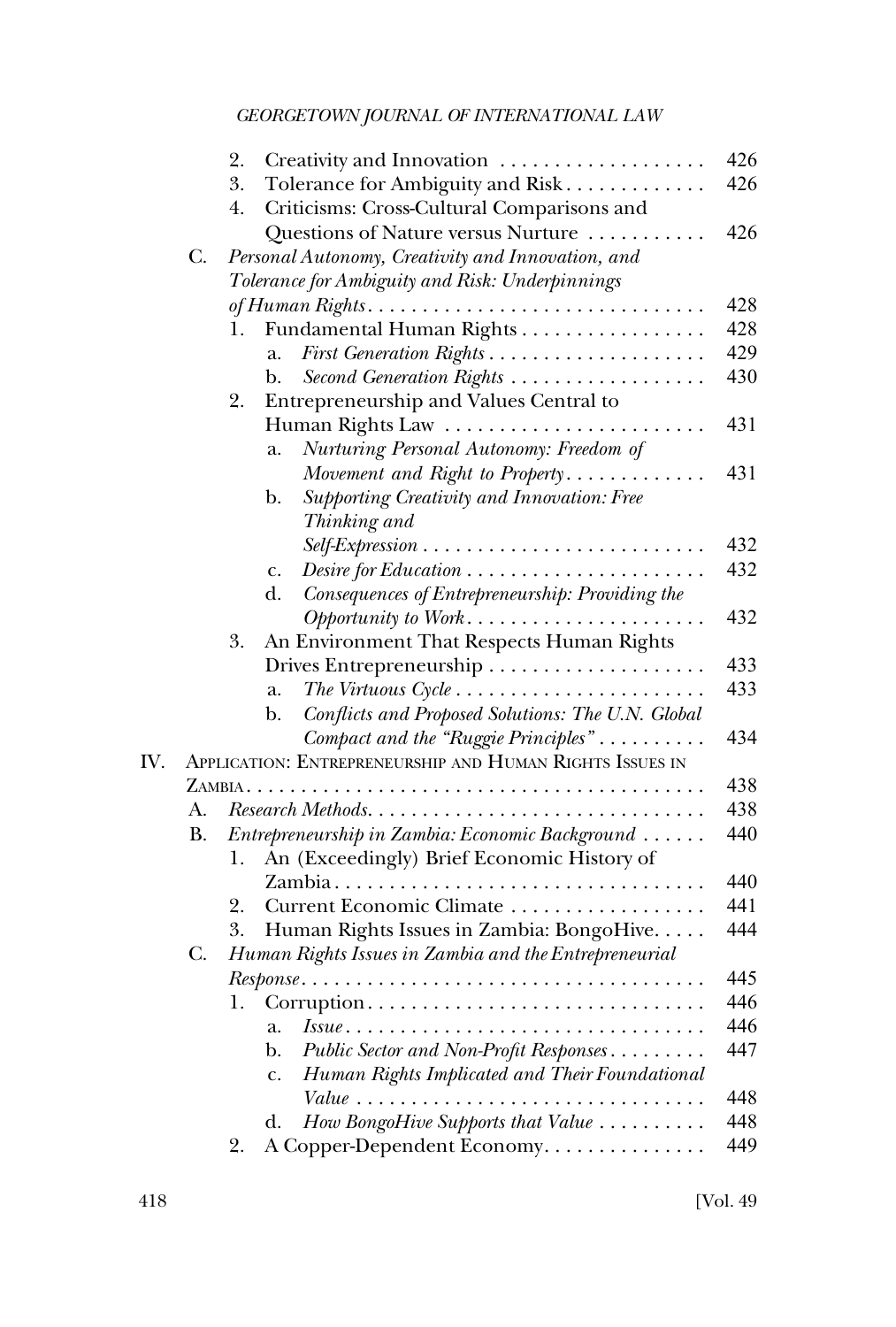2. Creativity and Innovation . . . . . . . . . . . . . . . . . . . 426
3. Tolerance for Ambiguity and Risk . . . . . . . . . . . . . 426
4. Criticisms: Cross-Cultural Comparisons and Questions of Nature versus Nurture . . . . . . . . . . . 426

C. *Personal Autonomy, Creativity and Innovation, and Tolerance for Ambiguity and Risk: Underpinnings of Human Rights* . . . . . . . . . . . . . . . . . . . . . . . . . . . . . . . 428

1. Fundamental Human Rights . . . . . . . . . . . . . . . . . . 428
   a. *First Generation Rights* . . . . . . . . . . . . . . . . . . . . . 429
   b. *Second Generation Rights* . . . . . . . . . . . . . . . . . . 430
2. Entrepreneurship and Values Central to Human Rights Law . . . . . . . . . . . . . . . . . . . . . . . . 431
   a. *Nurturing Personal Autonomy: Freedom of Movement and Right to Property* . . . . . . . . . . . . . 431
   b. *Supporting Creativity and Innovation: Free Thinking and Self-Expression* . . . . . . . . . . . . . . . . . . . . . . . . . . 432
   c. *Desire for Education* . . . . . . . . . . . . . . . . . . . . . . 432
   d. *Consequences of Entrepreneurship: Providing the Opportunity to Work* . . . . . . . . . . . . . . . . . . . . . . 432
3. An Environment That Respects Human Rights Drives Entrepreneurship . . . . . . . . . . . . . . . . . . . . 433
   a. *The Virtuous Cycle* . . . . . . . . . . . . . . . . . . . . . . . 433
   b. *Conflicts and Proposed Solutions: The U.N. Global Compact and the "Ruggie Principles"* . . . . . . . . . . 434

IV. APPLICATION: ENTREPRENEURSHIP AND HUMAN RIGHTS ISSUES IN ZAMBIA . . . . . . . . . . . . . . . . . . . . . . . . . . . . . . . . . . . . . . . . . . 438

A. *Research Methods* . . . . . . . . . . . . . . . . . . . . . . . . . . . . . . . 438

B. *Entrepreneurship in Zambia: Economic Background* . . . . . . 440

1. An (Exceedingly) Brief Economic History of Zambia . . . . . . . . . . . . . . . . . . . . . . . . . . . . . . . . . . 440
2. Current Economic Climate . . . . . . . . . . . . . . . . . . 441
3. Human Rights Issues in Zambia: BongoHive. . . . . . 444

C. *Human Rights Issues in Zambia and the Entrepreneurial Response* . . . . . . . . . . . . . . . . . . . . . . . . . . . . . . . . . . . . . . 445

1. Corruption . . . . . . . . . . . . . . . . . . . . . . . . . . . . . . . 446
   a. *Issue* . . . . . . . . . . . . . . . . . . . . . . . . . . . . . . . . . 446
   b. *Public Sector and Non-Profit Responses* . . . . . . . . . 447
   c. *Human Rights Implicated and Their Foundational Value* . . . . . . . . . . . . . . . . . . . . . . . . . . . . . . . . 448
   d. *How BongoHive Supports that Value* . . . . . . . . . . 448
2. A Copper-Dependent Economy. . . . . . . . . . . . . . . 449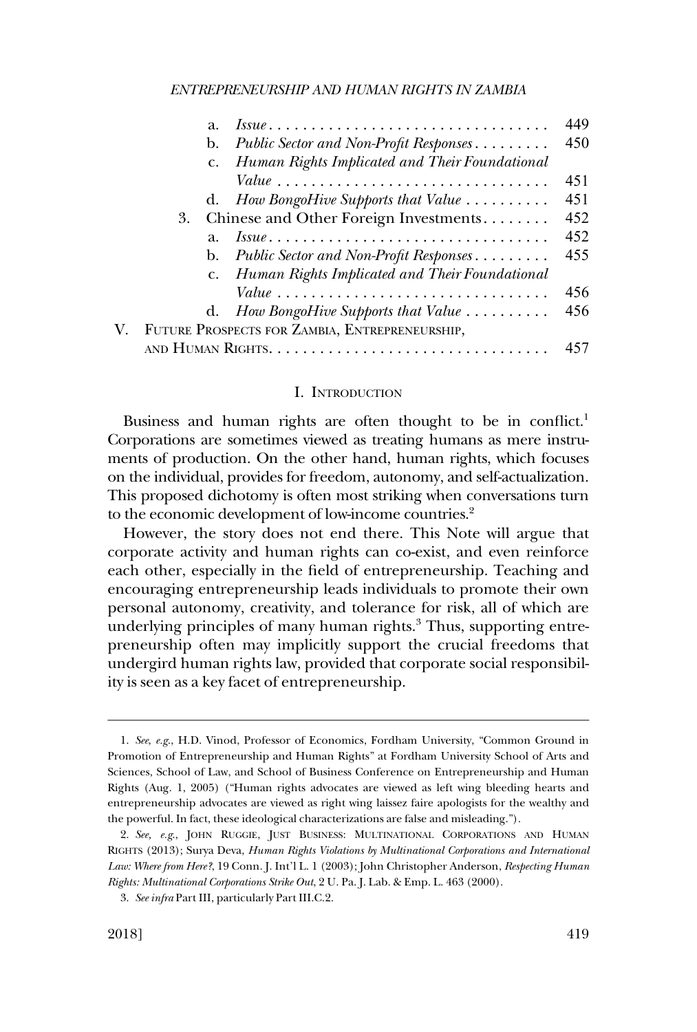a. *Issue* . . . . . . . . . . . . . . . . . . . . . . . . . . . . . . . . . 449
b. *Public Sector and Non-Profit Responses* . . . . . . . . . 450
c. *Human Rights Implicated and Their Foundational Value* . . . . . . . . . . . . . . . . . . . . . . . . . . . . . . . . 451
d. *How BongoHive Supports that Value* . . . . . . . . . . 451

3. Chinese and Other Foreign Investments . . . . . . . . 452
a. *Issue* . . . . . . . . . . . . . . . . . . . . . . . . . . . . . . . . . 452
b. *Public Sector and Non-Profit Responses* . . . . . . . . . 455
c. *Human Rights Implicated and Their Foundational Value* . . . . . . . . . . . . . . . . . . . . . . . . . . . . . . . . 456
d. *How BongoHive Supports that Value* . . . . . . . . . . 456

V. FUTURE PROSPECTS FOR ZAMBIA, ENTREPRENEURSHIP, AND HUMAN RIGHTS . . . . . . . . . . . . . . . . . . . . . . . . . . . . . . . . 457

## I. INTRODUCTION

Business and human rights are often thought to be in conflict.[1] Corporations are sometimes viewed as treating humans as mere instruments of production. On the other hand, human rights, which focuses on the individual, provides for freedom, autonomy, and self-actualization. This proposed dichotomy is often most striking when conversations turn to the economic development of low-income countries.[2]

However, the story does not end there. This Note will argue that corporate activity and human rights can co-exist, and even reinforce each other, especially in the field of entrepreneurship. Teaching and encouraging entrepreneurship leads individuals to promote their own personal autonomy, creativity, and tolerance for risk, all of which are underlying principles of many human rights.[3] Thus, supporting entrepreneurship often may implicitly support the crucial freedoms that undergird human rights law, provided that corporate social responsibility is seen as a key facet of entrepreneurship.

---

1. *See*, *e.g.*, H.D. Vinod, Professor of Economics, Fordham University, "Common Ground in Promotion of Entrepreneurship and Human Rights" at Fordham University School of Arts and Sciences, School of Law, and School of Business Conference on Entrepreneurship and Human Rights (Aug. 1, 2005) ("Human rights advocates are viewed as left wing bleeding hearts and entrepreneurship advocates are viewed as right wing laissez faire apologists for the wealthy and the powerful. In fact, these ideological characterizations are false and misleading.").

2. *See, e.g.*, JOHN RUGGIE, JUST BUSINESS: MULTINATIONAL CORPORATIONS AND HUMAN RIGHTS (2013); Surya Deva, *Human Rights Violations by Multinational Corporations and International Law: Where from Here?*, 19 Conn. J. Int'l L. 1 (2003); John Christopher Anderson, *Respecting Human Rights: Multinational Corporations Strike Out*, 2 U. Pa. J. Lab. & Emp. L. 463 (2000).

3. *See infra* Part III, particularly Part III.C.2.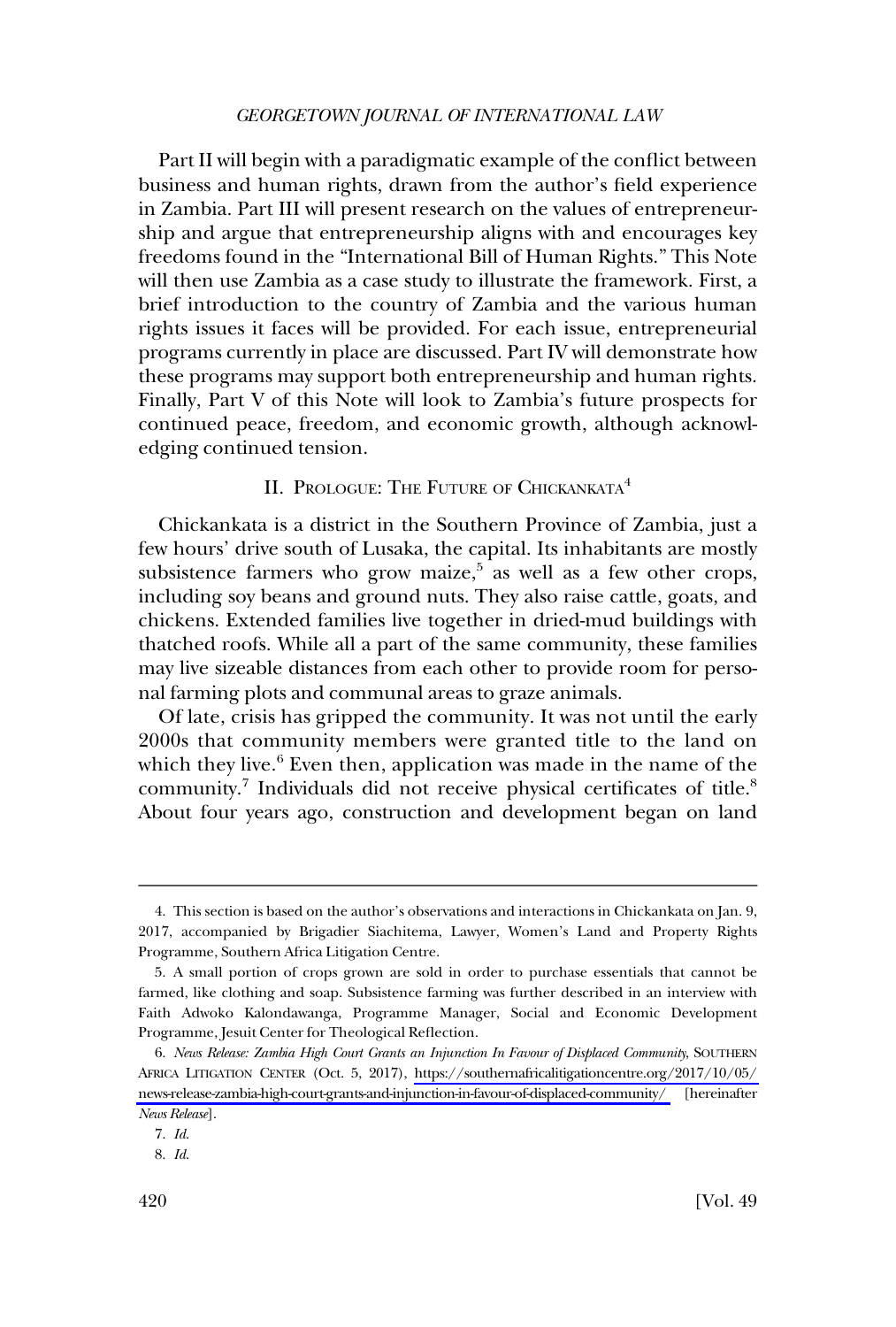Part II will begin with a paradigmatic example of the conflict between business and human rights, drawn from the author's field experience in Zambia. Part III will present research on the values of entrepreneurship and argue that entrepreneurship aligns with and encourages key freedoms found in the "International Bill of Human Rights." This Note will then use Zambia as a case study to illustrate the framework. First, a brief introduction to the country of Zambia and the various human rights issues it faces will be provided. For each issue, entrepreneurial programs currently in place are discussed. Part IV will demonstrate how these programs may support both entrepreneurship and human rights. Finally, Part V of this Note will look to Zambia's future prospects for continued peace, freedom, and economic growth, although acknowledging continued tension.

## II. Prologue: The Future of Chickankata[4]

Chickankata is a district in the Southern Province of Zambia, just a few hours' drive south of Lusaka, the capital. Its inhabitants are mostly subsistence farmers who grow maize,[5] as well as a few other crops, including soy beans and ground nuts. They also raise cattle, goats, and chickens. Extended families live together in dried-mud buildings with thatched roofs. While all a part of the same community, these families may live sizeable distances from each other to provide room for personal farming plots and communal areas to graze animals.

Of late, crisis has gripped the community. It was not until the early 2000s that community members were granted title to the land on which they live.[6] Even then, application was made in the name of the community.[7] Individuals did not receive physical certificates of title.[8] About four years ago, construction and development began on land

---

4. This section is based on the author's observations and interactions in Chickankata on Jan. 9, 2017, accompanied by Brigadier Siachitema, Lawyer, Women's Land and Property Rights Programme, Southern Africa Litigation Centre.

5. A small portion of crops grown are sold in order to purchase essentials that cannot be farmed, like clothing and soap. Subsistence farming was further described in an interview with Faith Adwoko Kalondawanga, Programme Manager, Social and Economic Development Programme, Jesuit Center for Theological Reflection.

6. *News Release: Zambia High Court Grants an Injunction In Favour of Displaced Community*, SOUTHERN AFRICA LITIGATION CENTER (Oct. 5, 2017), https://southernafricalitigationcentre.org/2017/10/05/news-release-zambia-high-court-grants-and-injunction-in-favour-of-displaced-community/ [hereinafter *News Release*].

7. *Id.*

8. *Id.*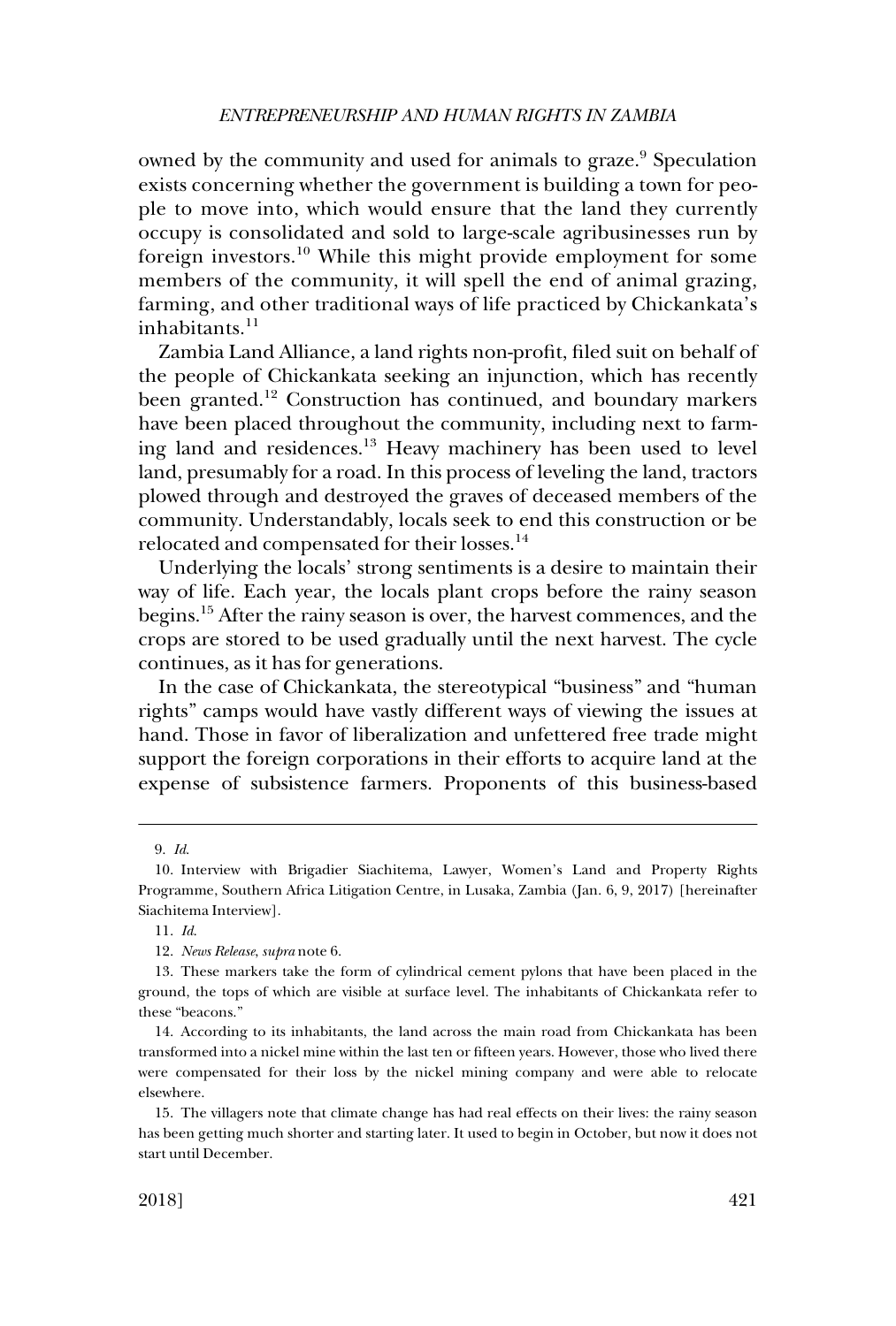owned by the community and used for animals to graze.[9] Speculation exists concerning whether the government is building a town for people to move into, which would ensure that the land they currently occupy is consolidated and sold to large-scale agribusinesses run by foreign investors.[10] While this might provide employment for some members of the community, it will spell the end of animal grazing, farming, and other traditional ways of life practiced by Chickankata's inhabitants.[11]

Zambia Land Alliance, a land rights non-profit, filed suit on behalf of the people of Chickankata seeking an injunction, which has recently been granted.[12] Construction has continued, and boundary markers have been placed throughout the community, including next to farming land and residences.[13] Heavy machinery has been used to level land, presumably for a road. In this process of leveling the land, tractors plowed through and destroyed the graves of deceased members of the community. Understandably, locals seek to end this construction or be relocated and compensated for their losses.[14]

Underlying the locals' strong sentiments is a desire to maintain their way of life. Each year, the locals plant crops before the rainy season begins.[15] After the rainy season is over, the harvest commences, and the crops are stored to be used gradually until the next harvest. The cycle continues, as it has for generations.

In the case of Chickankata, the stereotypical "business" and "human rights" camps would have vastly different ways of viewing the issues at hand. Those in favor of liberalization and unfettered free trade might support the foreign corporations in their efforts to acquire land at the expense of subsistence farmers. Proponents of this business-based

---

9. *Id.*

10. Interview with Brigadier Siachitema, Lawyer, Women's Land and Property Rights Programme, Southern Africa Litigation Centre, in Lusaka, Zambia (Jan. 6, 9, 2017) [hereinafter Siachitema Interview].

11. *Id.*

12. *News Release*, *supra* note 6.

13. These markers take the form of cylindrical cement pylons that have been placed in the ground, the tops of which are visible at surface level. The inhabitants of Chickankata refer to these "beacons."

14. According to its inhabitants, the land across the main road from Chickankata has been transformed into a nickel mine within the last ten or fifteen years. However, those who lived there were compensated for their loss by the nickel mining company and were able to relocate elsewhere.

15. The villagers note that climate change has had real effects on their lives: the rainy season has been getting much shorter and starting later. It used to begin in October, but now it does not start until December.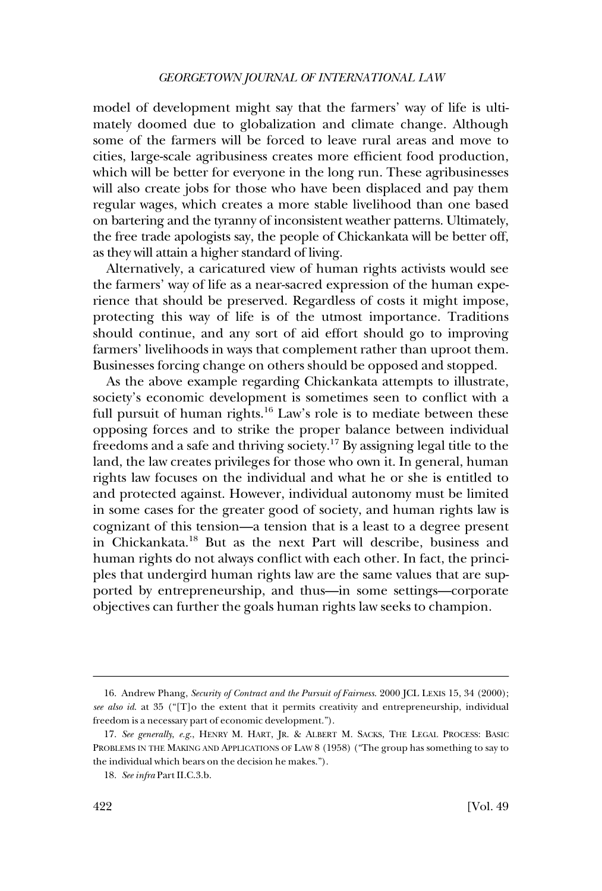model of development might say that the farmers' way of life is ultimately doomed due to globalization and climate change. Although some of the farmers will be forced to leave rural areas and move to cities, large-scale agribusiness creates more efficient food production, which will be better for everyone in the long run. These agribusinesses will also create jobs for those who have been displaced and pay them regular wages, which creates a more stable livelihood than one based on bartering and the tyranny of inconsistent weather patterns. Ultimately, the free trade apologists say, the people of Chickankata will be better off, as they will attain a higher standard of living.

Alternatively, a caricatured view of human rights activists would see the farmers' way of life as a near-sacred expression of the human experience that should be preserved. Regardless of costs it might impose, protecting this way of life is of the utmost importance. Traditions should continue, and any sort of aid effort should go to improving farmers' livelihoods in ways that complement rather than uproot them. Businesses forcing change on others should be opposed and stopped.

As the above example regarding Chickankata attempts to illustrate, society's economic development is sometimes seen to conflict with a full pursuit of human rights.[16] Law's role is to mediate between these opposing forces and to strike the proper balance between individual freedoms and a safe and thriving society.[17] By assigning legal title to the land, the law creates privileges for those who own it. In general, human rights law focuses on the individual and what he or she is entitled to and protected against. However, individual autonomy must be limited in some cases for the greater good of society, and human rights law is cognizant of this tension—a tension that is a least to a degree present in Chickankata.[18] But as the next Part will describe, business and human rights do not always conflict with each other. In fact, the principles that undergird human rights law are the same values that are supported by entrepreneurship, and thus—in some settings—corporate objectives can further the goals human rights law seeks to champion.

---

16. Andrew Phang, *Security of Contract and the Pursuit of Fairness*. 2000 JCL LEXIS 15, 34 (2000); *see also id.* at 35 ("[T]o the extent that it permits creativity and entrepreneurship, individual freedom is a necessary part of economic development.").

17. *See generally*, *e.g.*, HENRY M. HART, JR. & ALBERT M. SACKS, THE LEGAL PROCESS: BASIC PROBLEMS IN THE MAKING AND APPLICATIONS OF LAW 8 (1958) ("The group has something to say to the individual which bears on the decision he makes.").

18. *See infra* Part II.C.3.b.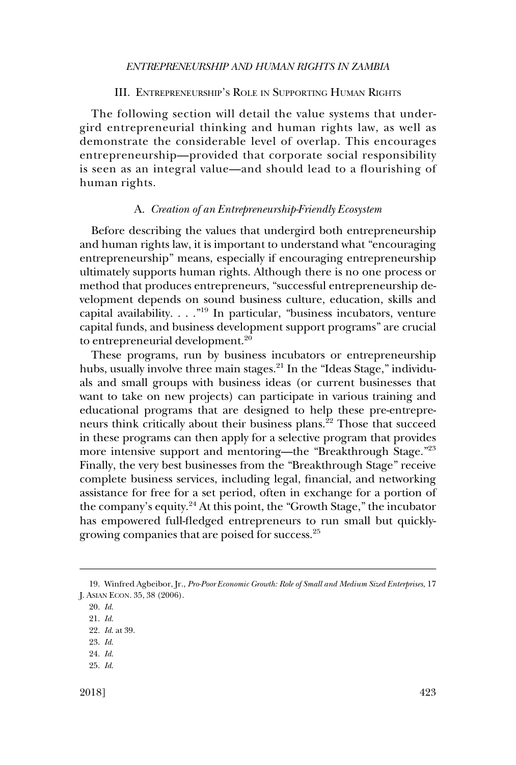## III. Entrepreneurship's Role in Supporting Human Rights

The following section will detail the value systems that undergird entrepreneurial thinking and human rights law, as well as demonstrate the considerable level of overlap. This encourages entrepreneurship—provided that corporate social responsibility is seen as an integral value—and should lead to a flourishing of human rights.

### A. *Creation of an Entrepreneurship-Friendly Ecosystem*

Before describing the values that undergird both entrepreneurship and human rights law, it is important to understand what "encouraging entrepreneurship" means, especially if encouraging entrepreneurship ultimately supports human rights. Although there is no one process or method that produces entrepreneurs, "successful entrepreneurship development depends on sound business culture, education, skills and capital availability. . . ."[19] In particular, "business incubators, venture capital funds, and business development support programs" are crucial to entrepreneurial development.[20]

These programs, run by business incubators or entrepreneurship hubs, usually involve three main stages.[21] In the "Ideas Stage," individuals and small groups with business ideas (or current businesses that want to take on new projects) can participate in various training and educational programs that are designed to help these pre-entrepreneurs think critically about their business plans.[22] Those that succeed in these programs can then apply for a selective program that provides more intensive support and mentoring—the "Breakthrough Stage."[23] Finally, the very best businesses from the "Breakthrough Stage" receive complete business services, including legal, financial, and networking assistance for free for a set period, often in exchange for a portion of the company's equity.[24] At this point, the "Growth Stage," the incubator has empowered full-fledged entrepreneurs to run small but quickly-growing companies that are poised for success.[25]

---

19. Winfred Agbeibor, Jr., *Pro-Poor Economic Growth: Role of Small and Medium Sized Enterprises*, 17 J. Asian Econ. 35, 38 (2006).

20. *Id.*

21. *Id.*

22. *Id.* at 39.

23. *Id.*

24. *Id.*

25. *Id.*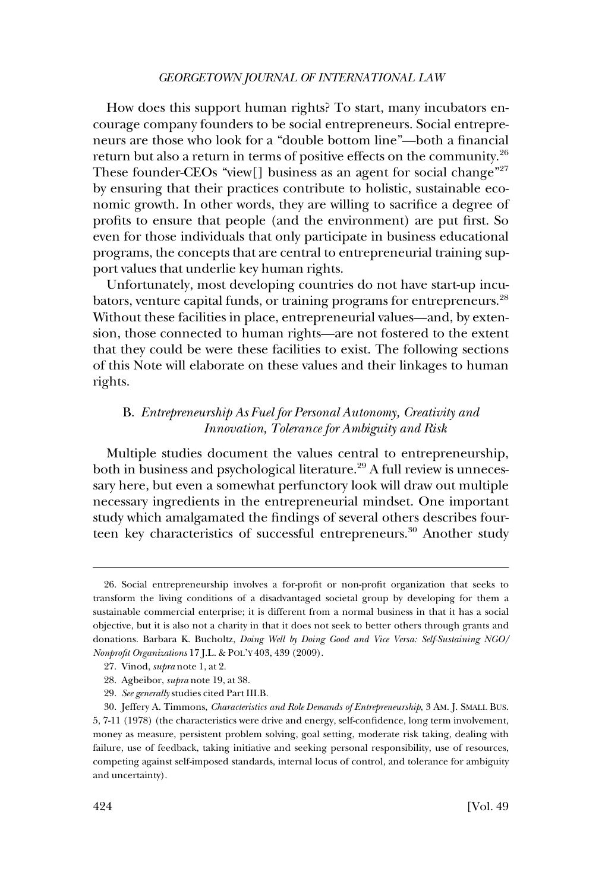How does this support human rights? To start, many incubators encourage company founders to be social entrepreneurs. Social entrepreneurs are those who look for a "double bottom line"—both a financial return but also a return in terms of positive effects on the community.[26] These founder-CEOs "view[] business as an agent for social change"[27] by ensuring that their practices contribute to holistic, sustainable economic growth. In other words, they are willing to sacrifice a degree of profits to ensure that people (and the environment) are put first. So even for those individuals that only participate in business educational programs, the concepts that are central to entrepreneurial training support values that underlie key human rights.

Unfortunately, most developing countries do not have start-up incubators, venture capital funds, or training programs for entrepreneurs.[28] Without these facilities in place, entrepreneurial values—and, by extension, those connected to human rights—are not fostered to the extent that they could be were these facilities to exist. The following sections of this Note will elaborate on these values and their linkages to human rights.

### B. *Entrepreneurship As Fuel for Personal Autonomy, Creativity and Innovation, Tolerance for Ambiguity and Risk*

Multiple studies document the values central to entrepreneurship, both in business and psychological literature.[29] A full review is unnecessary here, but even a somewhat perfunctory look will draw out multiple necessary ingredients in the entrepreneurial mindset. One important study which amalgamated the findings of several others describes fourteen key characteristics of successful entrepreneurs.[30] Another study

---

26. Social entrepreneurship involves a for-profit or non-profit organization that seeks to transform the living conditions of a disadvantaged societal group by developing for them a sustainable commercial enterprise; it is different from a normal business in that it has a social objective, but it is also not a charity in that it does not seek to better others through grants and donations. Barbara K. Bucholtz, *Doing Well by Doing Good and Vice Versa: Self-Sustaining NGO/Nonprofit Organizations* 17 J.L. & POL'Y 403, 439 (2009).

27. Vinod, *supra* note 1, at 2.

28. Agbeibor, *supra* note 19, at 38.

29. *See generally* studies cited Part III.B.

30. Jeffery A. Timmons, *Characteristics and Role Demands of Entrepreneurship*, 3 AM. J. SMALL BUS. 5, 7-11 (1978) (the characteristics were drive and energy, self-confidence, long term involvement, money as measure, persistent problem solving, goal setting, moderate risk taking, dealing with failure, use of feedback, taking initiative and seeking personal responsibility, use of resources, competing against self-imposed standards, internal locus of control, and tolerance for ambiguity and uncertainty).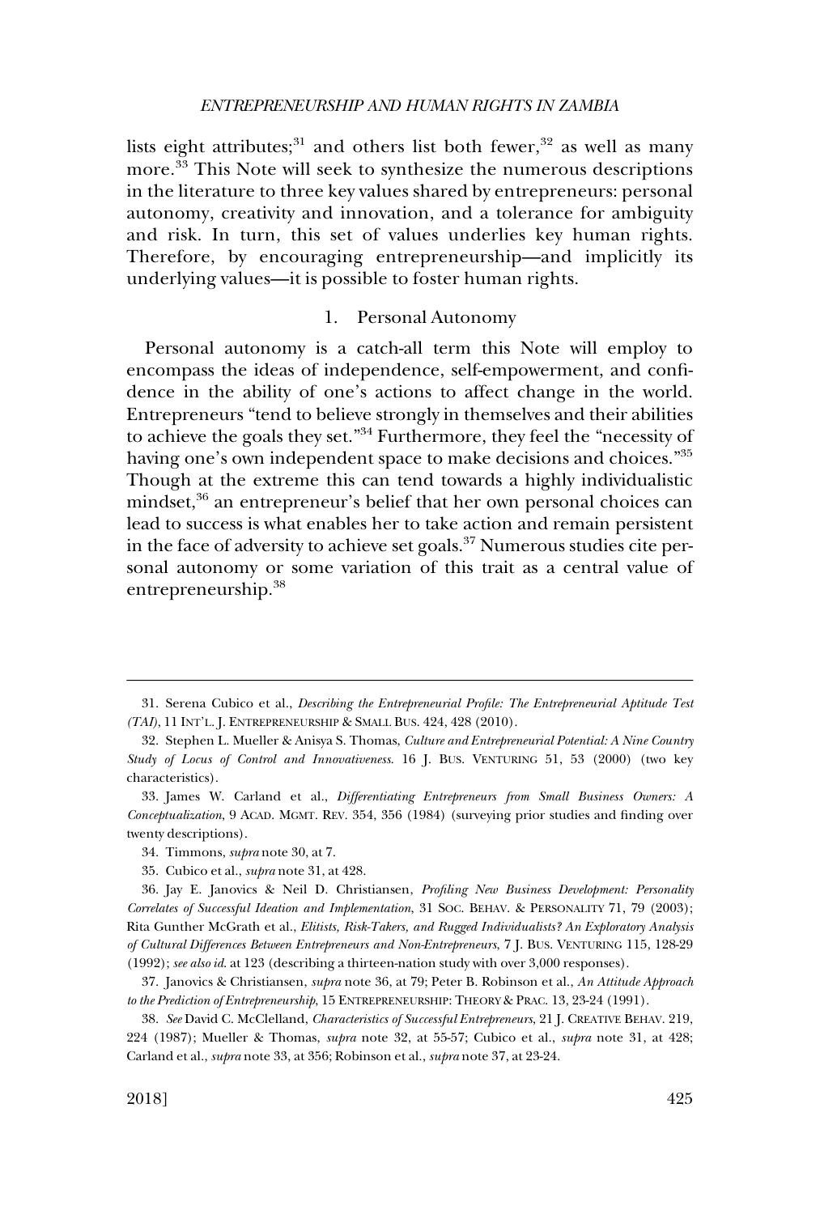lists eight attributes;[31] and others list both fewer,[32] as well as many more.[33] This Note will seek to synthesize the numerous descriptions in the literature to three key values shared by entrepreneurs: personal autonomy, creativity and innovation, and a tolerance for ambiguity and risk. In turn, this set of values underlies key human rights. Therefore, by encouraging entrepreneurship—and implicitly its underlying values—it is possible to foster human rights.

### 1. Personal Autonomy

Personal autonomy is a catch-all term this Note will employ to encompass the ideas of independence, self-empowerment, and confidence in the ability of one's actions to affect change in the world. Entrepreneurs "tend to believe strongly in themselves and their abilities to achieve the goals they set."[34] Furthermore, they feel the "necessity of having one's own independent space to make decisions and choices."[35] Though at the extreme this can tend towards a highly individualistic mindset,[36] an entrepreneur's belief that her own personal choices can lead to success is what enables her to take action and remain persistent in the face of adversity to achieve set goals.[37] Numerous studies cite personal autonomy or some variation of this trait as a central value of entrepreneurship.[38]

---

31. Serena Cubico et al., *Describing the Entrepreneurial Profile: The Entrepreneurial Aptitude Test (TAI)*, 11 INT'L. J. ENTREPRENEURSHIP & SMALL BUS. 424, 428 (2010).

32. Stephen L. Mueller & Anisya S. Thomas, *Culture and Entrepreneurial Potential: A Nine Country Study of Locus of Control and Innovativeness*. 16 J. BUS. VENTURING 51, 53 (2000) (two key characteristics).

33. James W. Carland et al., *Differentiating Entrepreneurs from Small Business Owners: A Conceptualization*, 9 ACAD. MGMT. REV. 354, 356 (1984) (surveying prior studies and finding over twenty descriptions).

34. Timmons, *supra* note 30, at 7.

35. Cubico et al., *supra* note 31, at 428.

36. Jay E. Janovics & Neil D. Christiansen, *Profiling New Business Development: Personality Correlates of Successful Ideation and Implementation*, 31 SOC. BEHAV. & PERSONALITY 71, 79 (2003); Rita Gunther McGrath et al., *Elitists, Risk-Takers, and Rugged Individualists? An Exploratory Analysis of Cultural Differences Between Entrepreneurs and Non-Entrepreneurs*, 7 J. BUS. VENTURING 115, 128-29 (1992); *see also id.* at 123 (describing a thirteen-nation study with over 3,000 responses).

37. Janovics & Christiansen, *supra* note 36, at 79; Peter B. Robinson et al., *An Attitude Approach to the Prediction of Entrepreneurship*, 15 ENTREPRENEURSHIP: THEORY & PRAC. 13, 23-24 (1991).

38. *See* David C. McClelland, *Characteristics of Successful Entrepreneurs*, 21 J. CREATIVE BEHAV. 219, 224 (1987); Mueller & Thomas, *supra* note 32, at 55-57; Cubico et al., *supra* note 31, at 428; Carland et al., *supra* note 33, at 356; Robinson et al., *supra* note 37, at 23-24.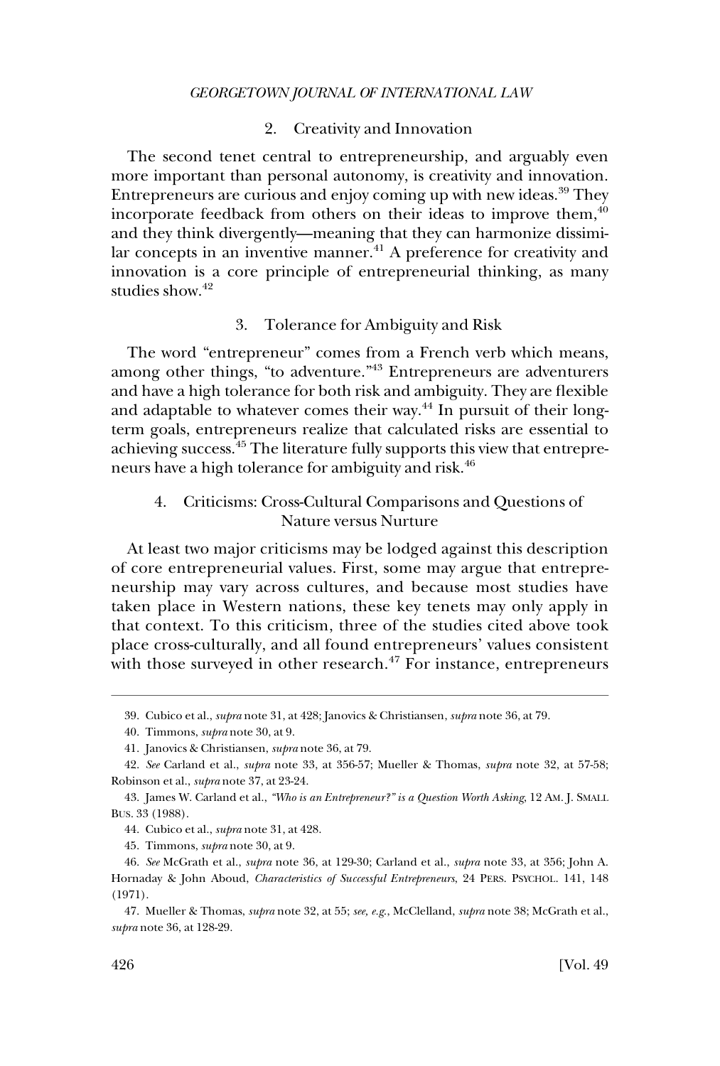### 2. Creativity and Innovation

The second tenet central to entrepreneurship, and arguably even more important than personal autonomy, is creativity and innovation. Entrepreneurs are curious and enjoy coming up with new ideas.[39] They incorporate feedback from others on their ideas to improve them,[40] and they think divergently—meaning that they can harmonize dissimilar concepts in an inventive manner.[41] A preference for creativity and innovation is a core principle of entrepreneurial thinking, as many studies show.[42]

### 3. Tolerance for Ambiguity and Risk

The word "entrepreneur" comes from a French verb which means, among other things, "to adventure."[43] Entrepreneurs are adventurers and have a high tolerance for both risk and ambiguity. They are flexible and adaptable to whatever comes their way.[44] In pursuit of their long-term goals, entrepreneurs realize that calculated risks are essential to achieving success.[45] The literature fully supports this view that entrepreneurs have a high tolerance for ambiguity and risk.[46]

### 4. Criticisms: Cross-Cultural Comparisons and Questions of Nature versus Nurture

At least two major criticisms may be lodged against this description of core entrepreneurial values. First, some may argue that entrepreneurship may vary across cultures, and because most studies have taken place in Western nations, these key tenets may only apply in that context. To this criticism, three of the studies cited above took place cross-culturally, and all found entrepreneurs' values consistent with those surveyed in other research.[47] For instance, entrepreneurs

---

39. Cubico et al., *supra* note 31, at 428; Janovics & Christiansen, *supra* note 36, at 79.

40. Timmons, *supra* note 30, at 9.

41. Janovics & Christiansen, *supra* note 36, at 79.

42. *See* Carland et al., *supra* note 33, at 356-57; Mueller & Thomas, *supra* note 32, at 57-58; Robinson et al., *supra* note 37, at 23-24.

43. James W. Carland et al., *"Who is an Entrepreneur?" is a Question Worth Asking*, 12 AM. J. SMALL BUS. 33 (1988).

44. Cubico et al., *supra* note 31, at 428.

45. Timmons, *supra* note 30, at 9.

46. *See* McGrath et al., *supra* note 36, at 129-30; Carland et al., *supra* note 33, at 356; John A. Hornaday & John Aboud, *Characteristics of Successful Entrepreneurs*, 24 PERS. PSYCHOL. 141, 148 (1971).

47. Mueller & Thomas, *supra* note 32, at 55; *see, e.g.*, McClelland, *supra* note 38; McGrath et al., *supra* note 36, at 128-29.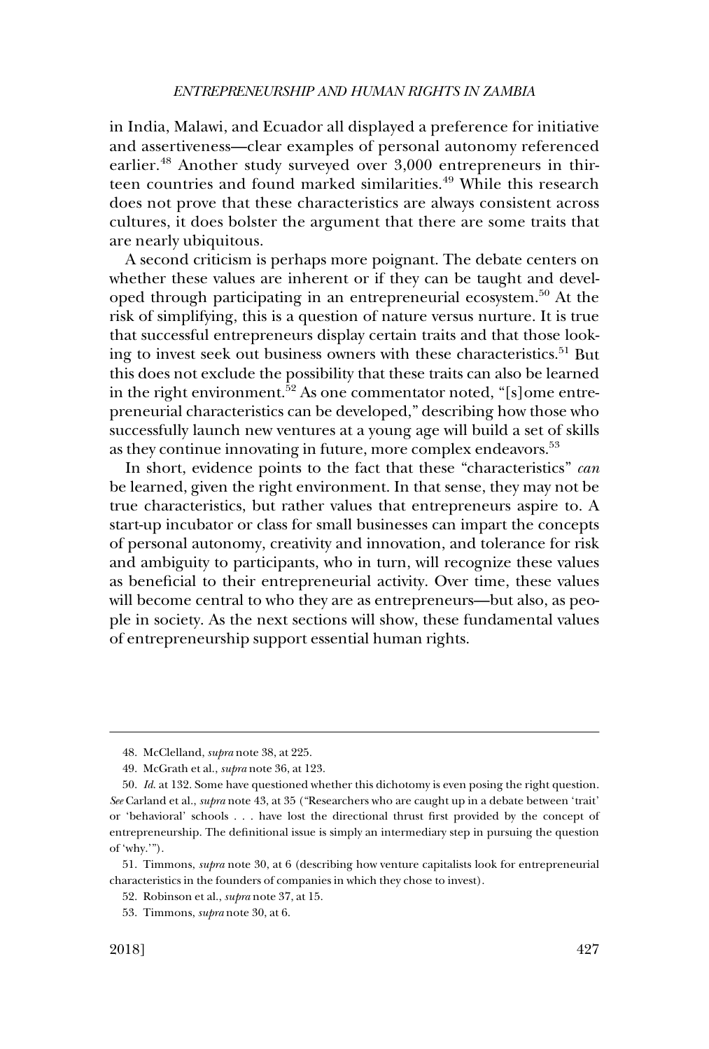in India, Malawi, and Ecuador all displayed a preference for initiative and assertiveness—clear examples of personal autonomy referenced earlier.[48] Another study surveyed over 3,000 entrepreneurs in thirteen countries and found marked similarities.[49] While this research does not prove that these characteristics are always consistent across cultures, it does bolster the argument that there are some traits that are nearly ubiquitous.

A second criticism is perhaps more poignant. The debate centers on whether these values are inherent or if they can be taught and developed through participating in an entrepreneurial ecosystem.[50] At the risk of simplifying, this is a question of nature versus nurture. It is true that successful entrepreneurs display certain traits and that those looking to invest seek out business owners with these characteristics.[51] But this does not exclude the possibility that these traits can also be learned in the right environment.[52] As one commentator noted, "[s]ome entrepreneurial characteristics can be developed," describing how those who successfully launch new ventures at a young age will build a set of skills as they continue innovating in future, more complex endeavors.[53]

In short, evidence points to the fact that these "characteristics" *can* be learned, given the right environment. In that sense, they may not be true characteristics, but rather values that entrepreneurs aspire to. A start-up incubator or class for small businesses can impart the concepts of personal autonomy, creativity and innovation, and tolerance for risk and ambiguity to participants, who in turn, will recognize these values as beneficial to their entrepreneurial activity. Over time, these values will become central to who they are as entrepreneurs—but also, as people in society. As the next sections will show, these fundamental values of entrepreneurship support essential human rights.

---

48. McClelland, *supra* note 38, at 225.

49. McGrath et al., *supra* note 36, at 123.

50. *Id.* at 132. Some have questioned whether this dichotomy is even posing the right question. *See* Carland et al., *supra* note 43, at 35 ("Researchers who are caught up in a debate between 'trait' or 'behavioral' schools . . . have lost the directional thrust first provided by the concept of entrepreneurship. The definitional issue is simply an intermediary step in pursuing the question of 'why.'").

51. Timmons, *supra* note 30, at 6 (describing how venture capitalists look for entrepreneurial characteristics in the founders of companies in which they chose to invest).

52. Robinson et al., *supra* note 37, at 15.

53. Timmons, *supra* note 30, at 6.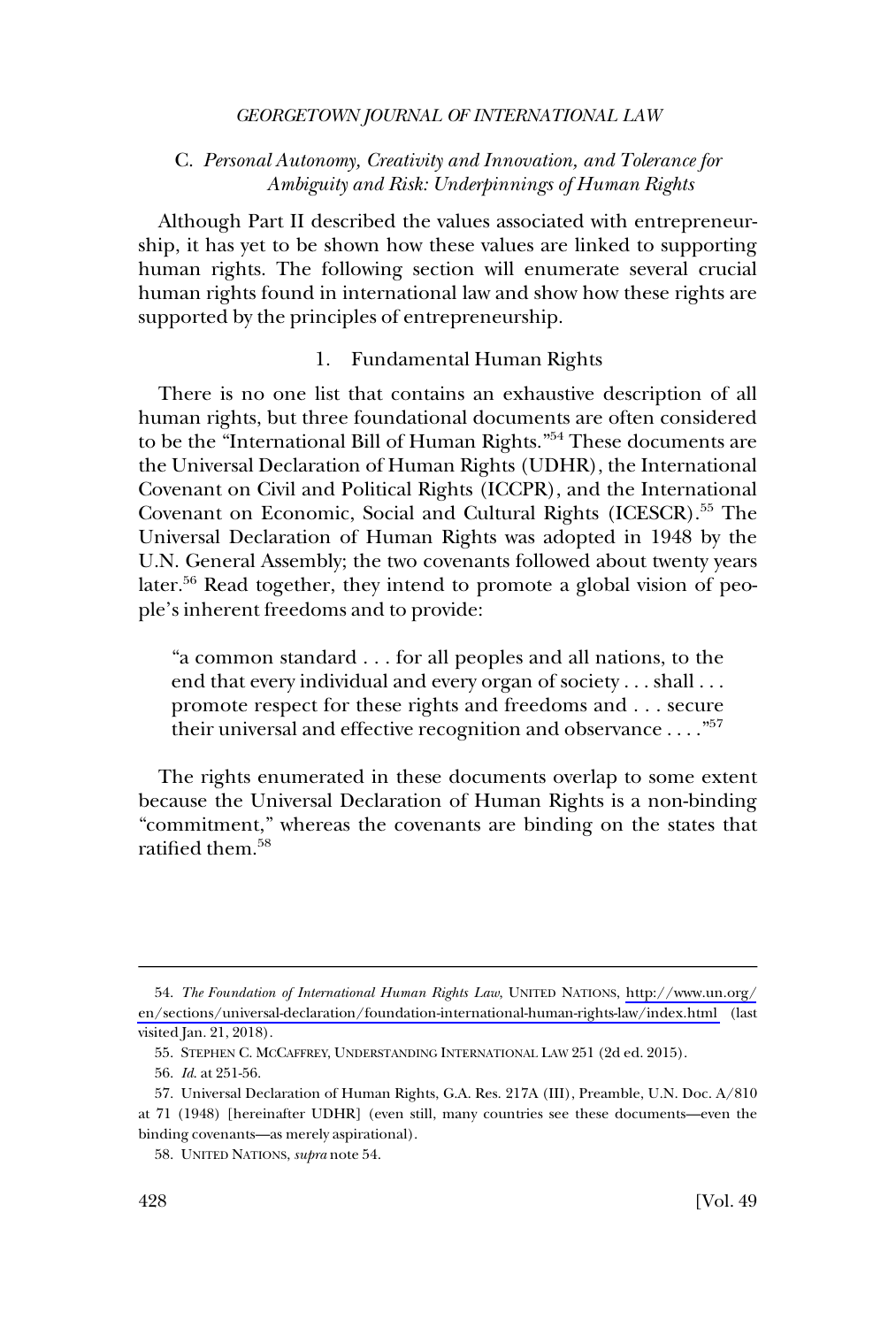### C. *Personal Autonomy, Creativity and Innovation, and Tolerance for Ambiguity and Risk: Underpinnings of Human Rights*

Although Part II described the values associated with entrepreneurship, it has yet to be shown how these values are linked to supporting human rights. The following section will enumerate several crucial human rights found in international law and show how these rights are supported by the principles of entrepreneurship.

#### 1. Fundamental Human Rights

There is no one list that contains an exhaustive description of all human rights, but three foundational documents are often considered to be the "International Bill of Human Rights."[54] These documents are the Universal Declaration of Human Rights (UDHR), the International Covenant on Civil and Political Rights (ICCPR), and the International Covenant on Economic, Social and Cultural Rights (ICESCR).[55] The Universal Declaration of Human Rights was adopted in 1948 by the U.N. General Assembly; the two covenants followed about twenty years later.[56] Read together, they intend to promote a global vision of people's inherent freedoms and to provide:

> "a common standard . . . for all peoples and all nations, to the end that every individual and every organ of society . . . shall . . . promote respect for these rights and freedoms and . . . secure their universal and effective recognition and observance . . . ."[57]

The rights enumerated in these documents overlap to some extent because the Universal Declaration of Human Rights is a non-binding "commitment," whereas the covenants are binding on the states that ratified them.[58]

---

54. *The Foundation of International Human Rights Law*, UNITED NATIONS, http://www.un.org/en/sections/universal-declaration/foundation-international-human-rights-law/index.html (last visited Jan. 21, 2018).

55. STEPHEN C. MCCAFFREY, UNDERSTANDING INTERNATIONAL LAW 251 (2d ed. 2015).

56. *Id.* at 251-56.

57. Universal Declaration of Human Rights, G.A. Res. 217A (III), Preamble, U.N. Doc. A/810 at 71 (1948) [hereinafter UDHR] (even still, many countries see these documents—even the binding covenants—as merely aspirational).

58. UNITED NATIONS, *supra* note 54.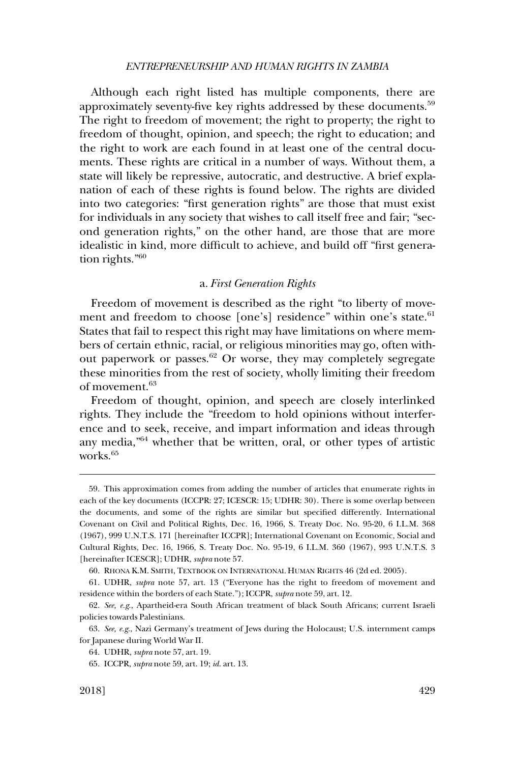Although each right listed has multiple components, there are approximately seventy-five key rights addressed by these documents.[59] The right to freedom of movement; the right to property; the right to freedom of thought, opinion, and speech; the right to education; and the right to work are each found in at least one of the central documents. These rights are critical in a number of ways. Without them, a state will likely be repressive, autocratic, and destructive. A brief explanation of each of these rights is found below. The rights are divided into two categories: "first generation rights" are those that must exist for individuals in any society that wishes to call itself free and fair; "second generation rights," on the other hand, are those that are more idealistic in kind, more difficult to achieve, and build off "first generation rights."[60]

### a. *First Generation Rights*

Freedom of movement is described as the right "to liberty of movement and freedom to choose [one's] residence" within one's state.[61] States that fail to respect this right may have limitations on where members of certain ethnic, racial, or religious minorities may go, often without paperwork or passes.[62] Or worse, they may completely segregate these minorities from the rest of society, wholly limiting their freedom of movement.[63]

Freedom of thought, opinion, and speech are closely interlinked rights. They include the "freedom to hold opinions without interference and to seek, receive, and impart information and ideas through any media,"[64] whether that be written, oral, or other types of artistic works.[65]

---

59. This approximation comes from adding the number of articles that enumerate rights in each of the key documents (ICCPR: 27; ICESCR: 15; UDHR: 30). There is some overlap between the documents, and some of the rights are similar but specified differently. International Covenant on Civil and Political Rights, Dec. 16, 1966, S. Treaty Doc. No. 95-20, 6 I.L.M. 368 (1967), 999 U.N.T.S. 171 [hereinafter ICCPR]; International Covenant on Economic, Social and Cultural Rights, Dec. 16, 1966, S. Treaty Doc. No. 95-19, 6 I.L.M. 360 (1967), 993 U.N.T.S. 3 [hereinafter ICESCR]; UDHR, *supra* note 57.

60. RHONA K.M. SMITH, TEXTBOOK ON INTERNATIONAL HUMAN RIGHTS 46 (2d ed. 2005).

61. UDHR, *supra* note 57, art. 13 ("Everyone has the right to freedom of movement and residence within the borders of each State."); ICCPR, *supra* note 59, art. 12.

62. *See, e.g.*, Apartheid-era South African treatment of black South Africans; current Israeli policies towards Palestinians.

63. *See, e.g.*, Nazi Germany's treatment of Jews during the Holocaust; U.S. internment camps for Japanese during World War II.

64. UDHR, *supra* note 57, art. 19.

65. ICCPR, *supra* note 59, art. 19; *id.* art. 13.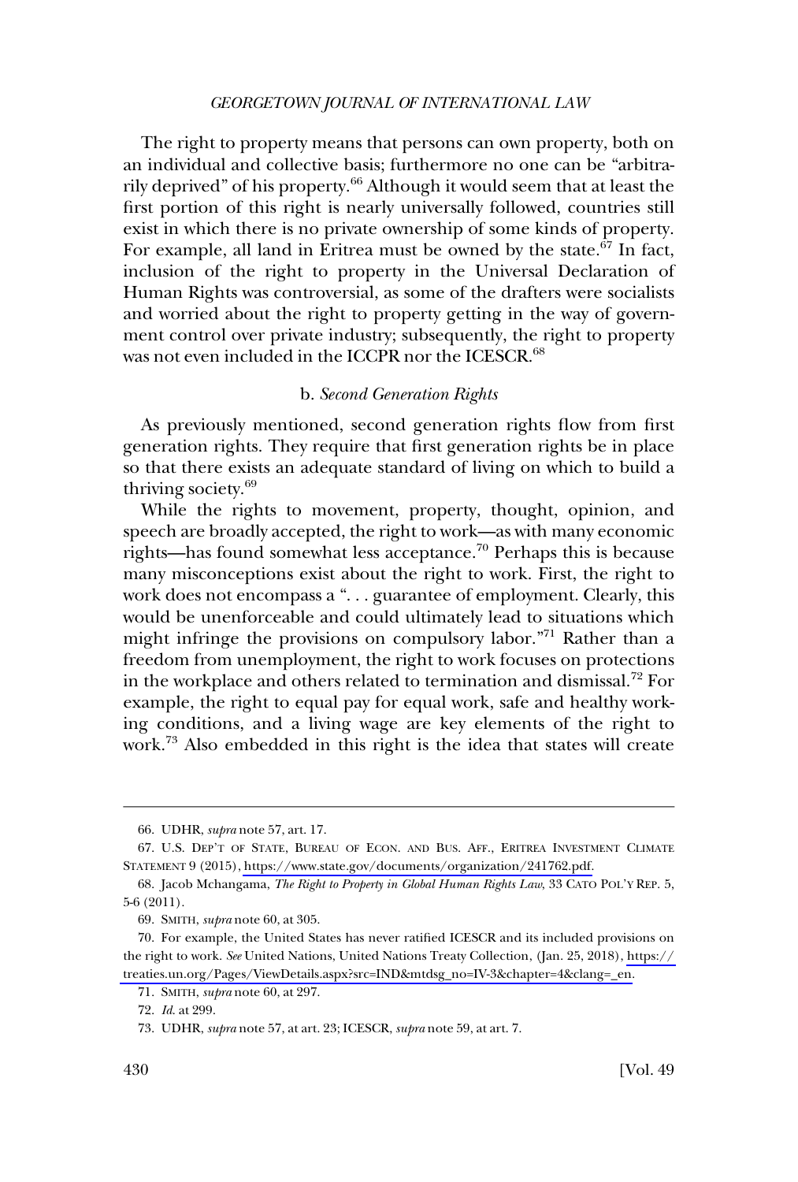The right to property means that persons can own property, both on an individual and collective basis; furthermore no one can be "arbitrarily deprived" of his property.[66] Although it would seem that at least the first portion of this right is nearly universally followed, countries still exist in which there is no private ownership of some kinds of property. For example, all land in Eritrea must be owned by the state.[67] In fact, inclusion of the right to property in the Universal Declaration of Human Rights was controversial, as some of the drafters were socialists and worried about the right to property getting in the way of government control over private industry; subsequently, the right to property was not even included in the ICCPR nor the ICESCR.[68]

### b. *Second Generation Rights*

As previously mentioned, second generation rights flow from first generation rights. They require that first generation rights be in place so that there exists an adequate standard of living on which to build a thriving society.[69]

While the rights to movement, property, thought, opinion, and speech are broadly accepted, the right to work—as with many economic rights—has found somewhat less acceptance.[70] Perhaps this is because many misconceptions exist about the right to work. First, the right to work does not encompass a ". . . guarantee of employment. Clearly, this would be unenforceable and could ultimately lead to situations which might infringe the provisions on compulsory labor."[71] Rather than a freedom from unemployment, the right to work focuses on protections in the workplace and others related to termination and dismissal.[72] For example, the right to equal pay for equal work, safe and healthy working conditions, and a living wage are key elements of the right to work.[73] Also embedded in this right is the idea that states will create

---

66. UDHR, *supra* note 57, art. 17.

67. U.S. DEP'T OF STATE, BUREAU OF ECON. AND BUS. AFF., ERITREA INVESTMENT CLIMATE STATEMENT 9 (2015), https://www.state.gov/documents/organization/241762.pdf.

68. Jacob Mchangama, *The Right to Property in Global Human Rights Law*, 33 CATO POL'Y REP. 5, 5-6 (2011).

69. SMITH, *supra* note 60, at 305.

70. For example, the United States has never ratified ICESCR and its included provisions on the right to work. *See* United Nations, United Nations Treaty Collection, (Jan. 25, 2018), https://treaties.un.org/Pages/ViewDetails.aspx?src=IND&mtdsg_no=IV-3&chapter=4&clang=_en.

71. SMITH, *supra* note 60, at 297.

72. *Id.* at 299.

73. UDHR, *supra* note 57, at art. 23; ICESCR, *supra* note 59, at art. 7.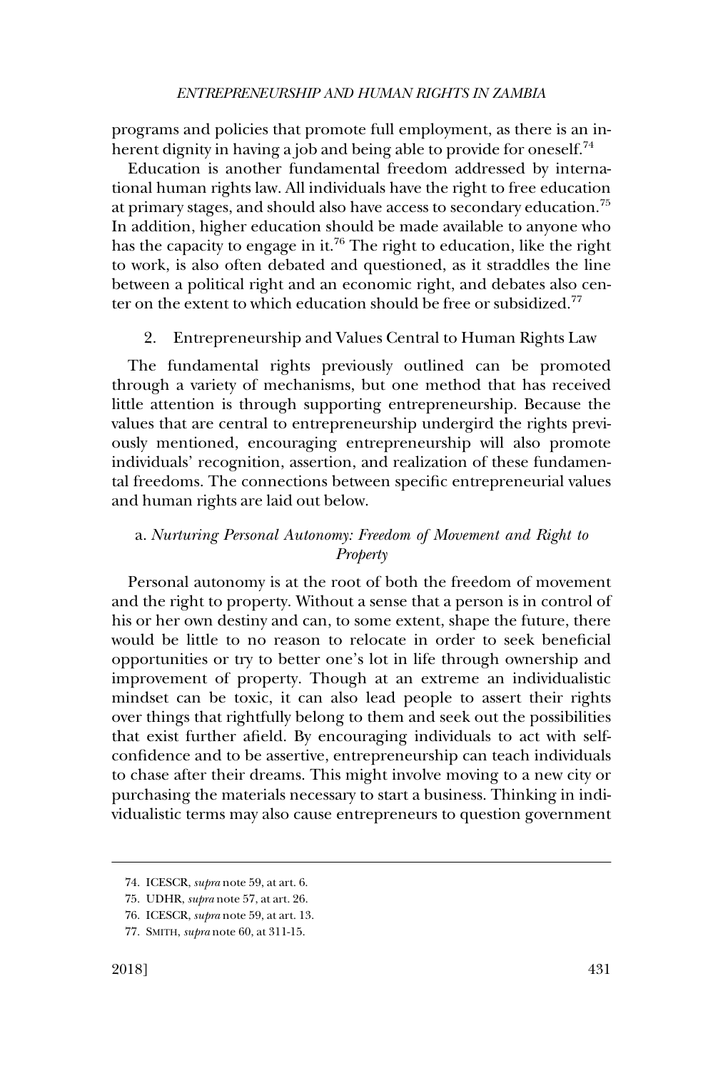programs and policies that promote full employment, as there is an inherent dignity in having a job and being able to provide for oneself.[74]

Education is another fundamental freedom addressed by international human rights law. All individuals have the right to free education at primary stages, and should also have access to secondary education.[75] In addition, higher education should be made available to anyone who has the capacity to engage in it.[76] The right to education, like the right to work, is also often debated and questioned, as it straddles the line between a political right and an economic right, and debates also center on the extent to which education should be free or subsidized.[77]

### 2. Entrepreneurship and Values Central to Human Rights Law

The fundamental rights previously outlined can be promoted through a variety of mechanisms, but one method that has received little attention is through supporting entrepreneurship. Because the values that are central to entrepreneurship undergird the rights previously mentioned, encouraging entrepreneurship will also promote individuals' recognition, assertion, and realization of these fundamental freedoms. The connections between specific entrepreneurial values and human rights are laid out below.

#### a. *Nurturing Personal Autonomy: Freedom of Movement and Right to Property*

Personal autonomy is at the root of both the freedom of movement and the right to property. Without a sense that a person is in control of his or her own destiny and can, to some extent, shape the future, there would be little to no reason to relocate in order to seek beneficial opportunities or try to better one's lot in life through ownership and improvement of property. Though at an extreme an individualistic mindset can be toxic, it can also lead people to assert their rights over things that rightfully belong to them and seek out the possibilities that exist further afield. By encouraging individuals to act with self-confidence and to be assertive, entrepreneurship can teach individuals to chase after their dreams. This might involve moving to a new city or purchasing the materials necessary to start a business. Thinking in individualistic terms may also cause entrepreneurs to question government

---

74. ICESCR, *supra* note 59, at art. 6.

75. UDHR, *supra* note 57, at art. 26.

76. ICESCR, *supra* note 59, at art. 13.

77. SMITH, *supra* note 60, at 311-15.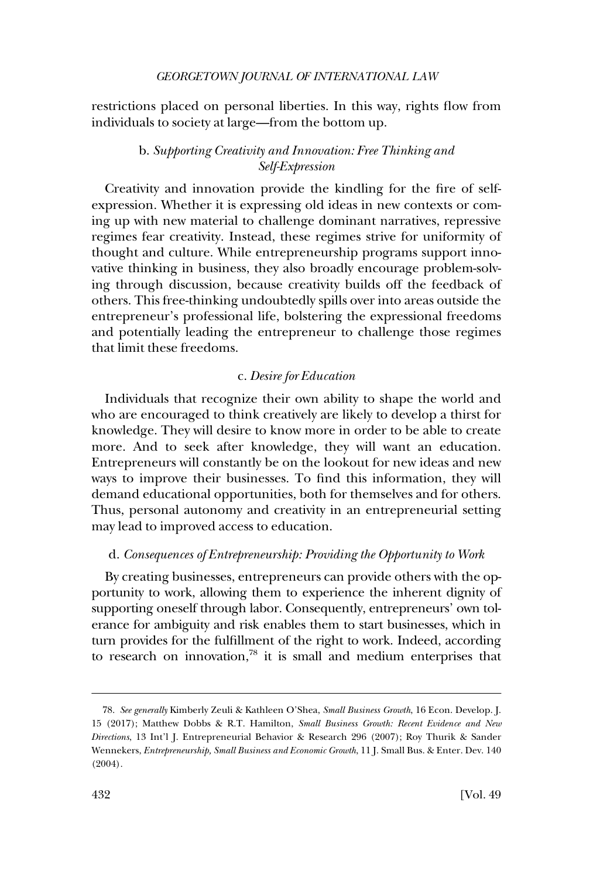restrictions placed on personal liberties. In this way, rights flow from individuals to society at large—from the bottom up.

#### b. *Supporting Creativity and Innovation: Free Thinking and Self-Expression*

Creativity and innovation provide the kindling for the fire of self-expression. Whether it is expressing old ideas in new contexts or coming up with new material to challenge dominant narratives, repressive regimes fear creativity. Instead, these regimes strive for uniformity of thought and culture. While entrepreneurship programs support innovative thinking in business, they also broadly encourage problem-solving through discussion, because creativity builds off the feedback of others. This free-thinking undoubtedly spills over into areas outside the entrepreneur's professional life, bolstering the expressional freedoms and potentially leading the entrepreneur to challenge those regimes that limit these freedoms.

#### c. *Desire for Education*

Individuals that recognize their own ability to shape the world and who are encouraged to think creatively are likely to develop a thirst for knowledge. They will desire to know more in order to be able to create more. And to seek after knowledge, they will want an education. Entrepreneurs will constantly be on the lookout for new ideas and new ways to improve their businesses. To find this information, they will demand educational opportunities, both for themselves and for others. Thus, personal autonomy and creativity in an entrepreneurial setting may lead to improved access to education.

#### d. *Consequences of Entrepreneurship: Providing the Opportunity to Work*

By creating businesses, entrepreneurs can provide others with the opportunity to work, allowing them to experience the inherent dignity of supporting oneself through labor. Consequently, entrepreneurs' own tolerance for ambiguity and risk enables them to start businesses, which in turn provides for the fulfillment of the right to work. Indeed, according to research on innovation,[78] it is small and medium enterprises that

---

78. *See generally* Kimberly Zeuli & Kathleen O'Shea, *Small Business Growth*, 16 Econ. Develop. J. 15 (2017); Matthew Dobbs & R.T. Hamilton, *Small Business Growth: Recent Evidence and New Directions*, 13 Int'l J. Entrepreneurial Behavior & Research 296 (2007); Roy Thurik & Sander Wennekers, *Entrepreneurship, Small Business and Economic Growth*, 11 J. Small Bus. & Enter. Dev. 140 (2004).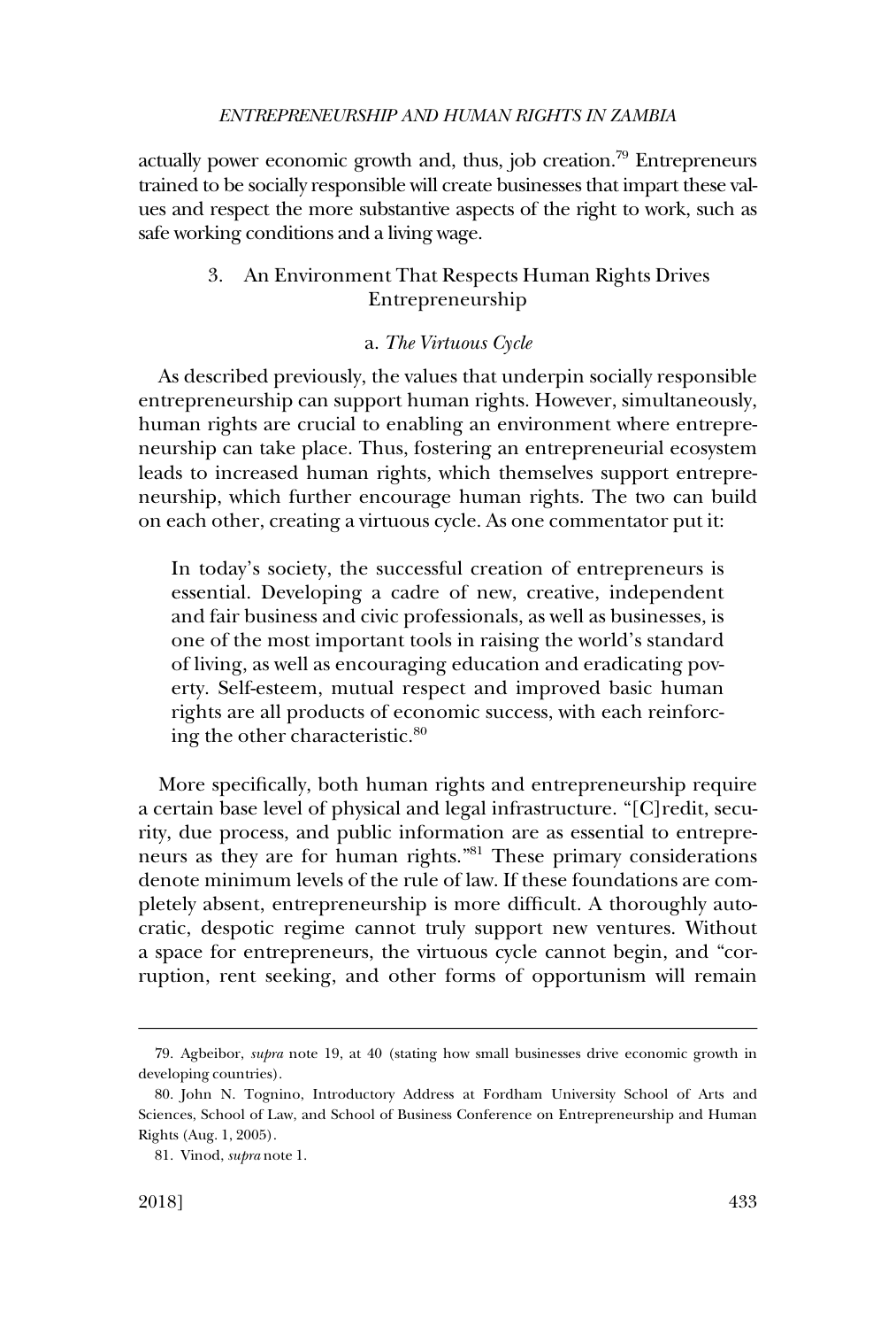actually power economic growth and, thus, job creation.[79] Entrepreneurs trained to be socially responsible will create businesses that impart these values and respect the more substantive aspects of the right to work, such as safe working conditions and a living wage.

### 3. An Environment That Respects Human Rights Drives Entrepreneurship

#### a. *The Virtuous Cycle*

As described previously, the values that underpin socially responsible entrepreneurship can support human rights. However, simultaneously, human rights are crucial to enabling an environment where entrepreneurship can take place. Thus, fostering an entrepreneurial ecosystem leads to increased human rights, which themselves support entrepreneurship, which further encourage human rights. The two can build on each other, creating a virtuous cycle. As one commentator put it:

> In today's society, the successful creation of entrepreneurs is essential. Developing a cadre of new, creative, independent and fair business and civic professionals, as well as businesses, is one of the most important tools in raising the world's standard of living, as well as encouraging education and eradicating poverty. Self-esteem, mutual respect and improved basic human rights are all products of economic success, with each reinforcing the other characteristic.[80]

More specifically, both human rights and entrepreneurship require a certain base level of physical and legal infrastructure. "[C]redit, security, due process, and public information are as essential to entrepreneurs as they are for human rights."[81] These primary considerations denote minimum levels of the rule of law. If these foundations are completely absent, entrepreneurship is more difficult. A thoroughly autocratic, despotic regime cannot truly support new ventures. Without a space for entrepreneurs, the virtuous cycle cannot begin, and "corruption, rent seeking, and other forms of opportunism will remain

---

79. Agbeibor, *supra* note 19, at 40 (stating how small businesses drive economic growth in developing countries).

80. John N. Tognino, Introductory Address at Fordham University School of Arts and Sciences, School of Law, and School of Business Conference on Entrepreneurship and Human Rights (Aug. 1, 2005).

81. Vinod, *supra* note 1.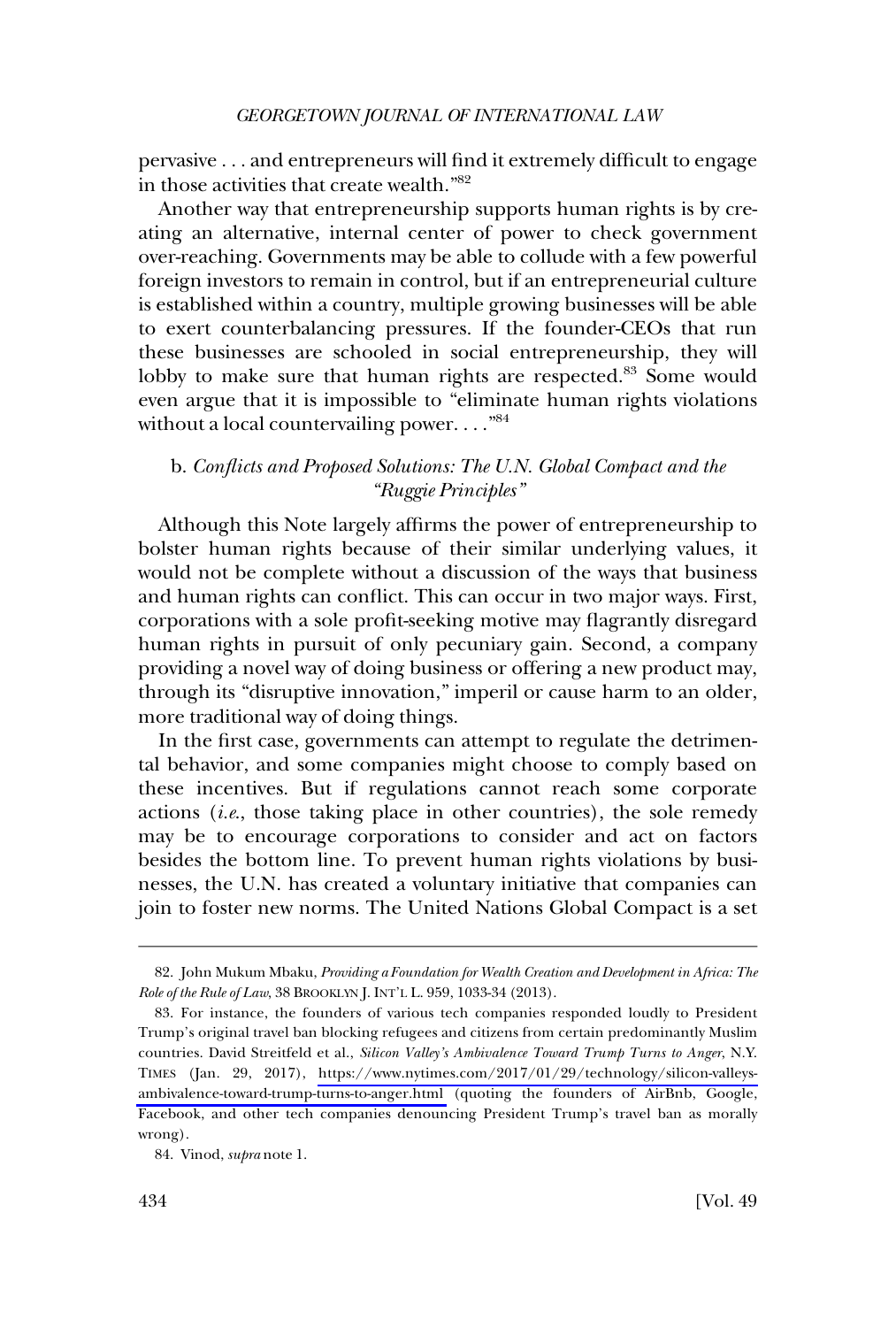pervasive . . . and entrepreneurs will find it extremely difficult to engage in those activities that create wealth."[82]

Another way that entrepreneurship supports human rights is by creating an alternative, internal center of power to check government over-reaching. Governments may be able to collude with a few powerful foreign investors to remain in control, but if an entrepreneurial culture is established within a country, multiple growing businesses will be able to exert counterbalancing pressures. If the founder-CEOs that run these businesses are schooled in social entrepreneurship, they will lobby to make sure that human rights are respected.[83] Some would even argue that it is impossible to "eliminate human rights violations without a local countervailing power. . . ."[84]

### b. *Conflicts and Proposed Solutions: The U.N. Global Compact and the "Ruggie Principles"*

Although this Note largely affirms the power of entrepreneurship to bolster human rights because of their similar underlying values, it would not be complete without a discussion of the ways that business and human rights can conflict. This can occur in two major ways. First, corporations with a sole profit-seeking motive may flagrantly disregard human rights in pursuit of only pecuniary gain. Second, a company providing a novel way of doing business or offering a new product may, through its "disruptive innovation," imperil or cause harm to an older, more traditional way of doing things.

In the first case, governments can attempt to regulate the detrimental behavior, and some companies might choose to comply based on these incentives. But if regulations cannot reach some corporate actions (*i.e.*, those taking place in other countries), the sole remedy may be to encourage corporations to consider and act on factors besides the bottom line. To prevent human rights violations by businesses, the U.N. has created a voluntary initiative that companies can join to foster new norms. The United Nations Global Compact is a set

---

82. John Mukum Mbaku, *Providing a Foundation for Wealth Creation and Development in Africa: The Role of the Rule of Law*, 38 BROOKLYN J. INT'L L. 959, 1033-34 (2013).

83. For instance, the founders of various tech companies responded loudly to President Trump's original travel ban blocking refugees and citizens from certain predominantly Muslim countries. David Streitfeld et al., *Silicon Valley's Ambivalence Toward Trump Turns to Anger*, N.Y. TIMES (Jan. 29, 2017), https://www.nytimes.com/2017/01/29/technology/silicon-valleys-ambivalence-toward-trump-turns-to-anger.html (quoting the founders of AirBnb, Google, Facebook, and other tech companies denouncing President Trump's travel ban as morally wrong).

84. Vinod, *supra* note 1.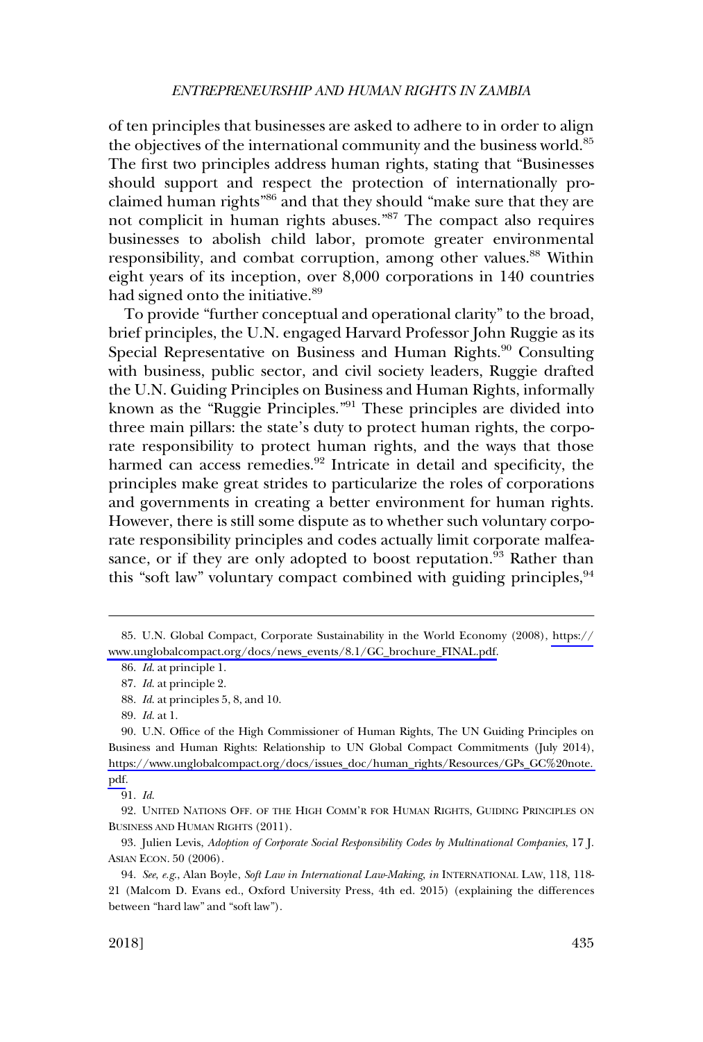of ten principles that businesses are asked to adhere to in order to align the objectives of the international community and the business world.[85] The first two principles address human rights, stating that "Businesses should support and respect the protection of internationally proclaimed human rights"[86] and that they should "make sure that they are not complicit in human rights abuses."[87] The compact also requires businesses to abolish child labor, promote greater environmental responsibility, and combat corruption, among other values.[88] Within eight years of its inception, over 8,000 corporations in 140 countries had signed onto the initiative.[89]

To provide "further conceptual and operational clarity" to the broad, brief principles, the U.N. engaged Harvard Professor John Ruggie as its Special Representative on Business and Human Rights.[90] Consulting with business, public sector, and civil society leaders, Ruggie drafted the U.N. Guiding Principles on Business and Human Rights, informally known as the "Ruggie Principles."[91] These principles are divided into three main pillars: the state's duty to protect human rights, the corporate responsibility to protect human rights, and the ways that those harmed can access remedies.[92] Intricate in detail and specificity, the principles make great strides to particularize the roles of corporations and governments in creating a better environment for human rights. However, there is still some dispute as to whether such voluntary corporate responsibility principles and codes actually limit corporate malfeasance, or if they are only adopted to boost reputation.[93] Rather than this "soft law" voluntary compact combined with guiding principles,[94]

---

85. U.N. Global Compact, Corporate Sustainability in the World Economy (2008), https://www.unglobalcompact.org/docs/news_events/8.1/GC_brochure_FINAL.pdf.

86. *Id.* at principle 1.

87. *Id.* at principle 2.

88. *Id.* at principles 5, 8, and 10.

89. *Id.* at 1.

90. U.N. Office of the High Commissioner of Human Rights, The UN Guiding Principles on Business and Human Rights: Relationship to UN Global Compact Commitments (July 2014), https://www.unglobalcompact.org/docs/issues_doc/human_rights/Resources/GPs_GC%20note.pdf.

91. *Id.*

92. UNITED NATIONS OFF. OF THE HIGH COMM'R FOR HUMAN RIGHTS, GUIDING PRINCIPLES ON BUSINESS AND HUMAN RIGHTS (2011).

93. Julien Levis, *Adoption of Corporate Social Responsibility Codes by Multinational Companies*, 17 J. ASIAN ECON. 50 (2006).

94. *See, e.g.*, Alan Boyle, *Soft Law in International Law-Making*, *in* INTERNATIONAL LAW, 118, 118-21 (Malcom D. Evans ed., Oxford University Press, 4th ed. 2015) (explaining the differences between "hard law" and "soft law").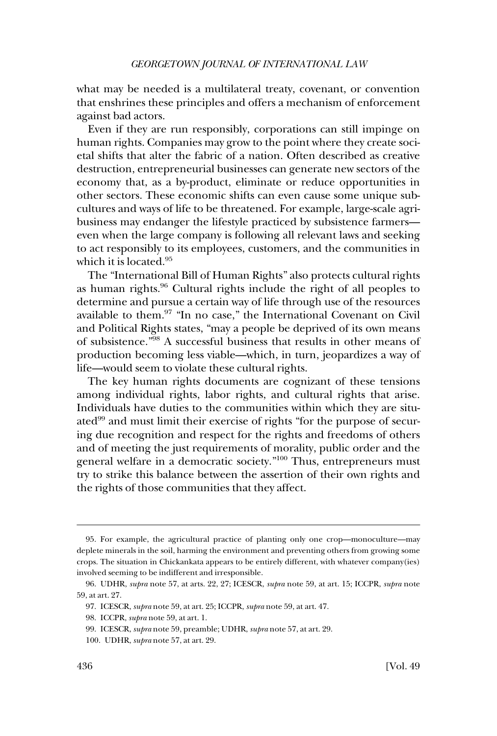what may be needed is a multilateral treaty, covenant, or convention that enshrines these principles and offers a mechanism of enforcement against bad actors.

Even if they are run responsibly, corporations can still impinge on human rights. Companies may grow to the point where they create societal shifts that alter the fabric of a nation. Often described as creative destruction, entrepreneurial businesses can generate new sectors of the economy that, as a by-product, eliminate or reduce opportunities in other sectors. These economic shifts can even cause some unique subcultures and ways of life to be threatened. For example, large-scale agribusiness may endanger the lifestyle practiced by subsistence farmers—even when the large company is following all relevant laws and seeking to act responsibly to its employees, customers, and the communities in which it is located.[95]

The "International Bill of Human Rights" also protects cultural rights as human rights.[96] Cultural rights include the right of all peoples to determine and pursue a certain way of life through use of the resources available to them.[97] "In no case," the International Covenant on Civil and Political Rights states, "may a people be deprived of its own means of subsistence."[98] A successful business that results in other means of production becoming less viable—which, in turn, jeopardizes a way of life—would seem to violate these cultural rights.

The key human rights documents are cognizant of these tensions among individual rights, labor rights, and cultural rights that arise. Individuals have duties to the communities within which they are situated[99] and must limit their exercise of rights "for the purpose of securing due recognition and respect for the rights and freedoms of others and of meeting the just requirements of morality, public order and the general welfare in a democratic society."[100] Thus, entrepreneurs must try to strike this balance between the assertion of their own rights and the rights of those communities that they affect.

---

95. For example, the agricultural practice of planting only one crop—monoculture—may deplete minerals in the soil, harming the environment and preventing others from growing some crops. The situation in Chickankata appears to be entirely different, with whatever company(ies) involved seeming to be indifferent and irresponsible.

96. UDHR, *supra* note 57, at arts. 22, 27; ICESCR, *supra* note 59, at art. 15; ICCPR, *supra* note 59, at art. 27.

97. ICESCR, *supra* note 59, at art. 25; ICCPR, *supra* note 59, at art. 47.

98. ICCPR, *supra* note 59, at art. 1.

99. ICESCR, *supra* note 59, preamble; UDHR, *supra* note 57, at art. 29.

100. UDHR, *supra* note 57, at art. 29.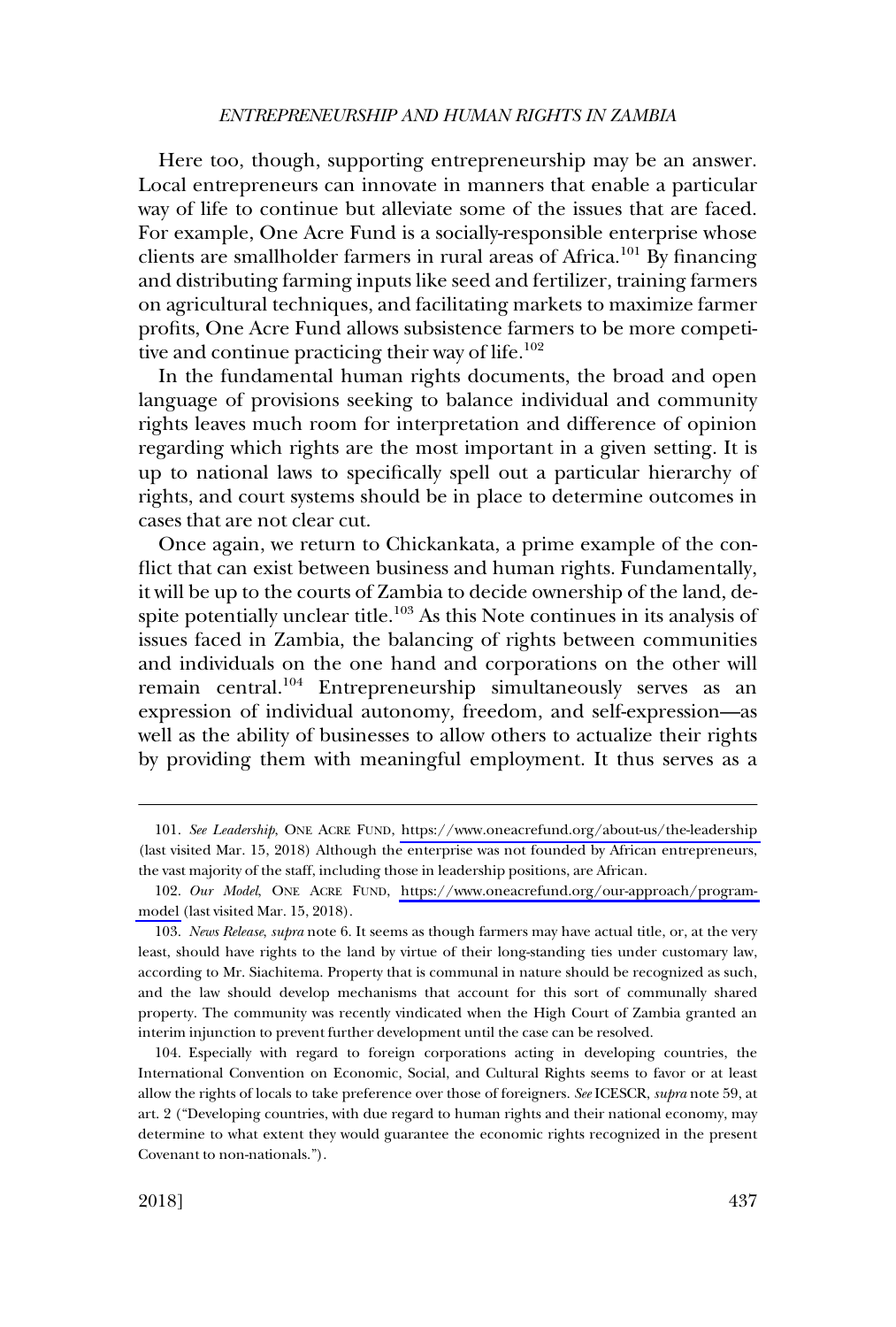Here too, though, supporting entrepreneurship may be an answer. Local entrepreneurs can innovate in manners that enable a particular way of life to continue but alleviate some of the issues that are faced. For example, One Acre Fund is a socially-responsible enterprise whose clients are smallholder farmers in rural areas of Africa.[101] By financing and distributing farming inputs like seed and fertilizer, training farmers on agricultural techniques, and facilitating markets to maximize farmer profits, One Acre Fund allows subsistence farmers to be more competitive and continue practicing their way of life.[102]

In the fundamental human rights documents, the broad and open language of provisions seeking to balance individual and community rights leaves much room for interpretation and difference of opinion regarding which rights are the most important in a given setting. It is up to national laws to specifically spell out a particular hierarchy of rights, and court systems should be in place to determine outcomes in cases that are not clear cut.

Once again, we return to Chickankata, a prime example of the conflict that can exist between business and human rights. Fundamentally, it will be up to the courts of Zambia to decide ownership of the land, despite potentially unclear title.[103] As this Note continues in its analysis of issues faced in Zambia, the balancing of rights between communities and individuals on the one hand and corporations on the other will remain central.[104] Entrepreneurship simultaneously serves as an expression of individual autonomy, freedom, and self-expression—as well as the ability of businesses to allow others to actualize their rights by providing them with meaningful employment. It thus serves as a

---

101. *See Leadership*, ONE ACRE FUND, https://www.oneacrefund.org/about-us/the-leadership (last visited Mar. 15, 2018) Although the enterprise was not founded by African entrepreneurs, the vast majority of the staff, including those in leadership positions, are African.

102. *Our Model*, ONE ACRE FUND, https://www.oneacrefund.org/our-approach/program-model (last visited Mar. 15, 2018).

103. *News Release*, *supra* note 6. It seems as though farmers may have actual title, or, at the very least, should have rights to the land by virtue of their long-standing ties under customary law, according to Mr. Siachitema. Property that is communal in nature should be recognized as such, and the law should develop mechanisms that account for this sort of communally shared property. The community was recently vindicated when the High Court of Zambia granted an interim injunction to prevent further development until the case can be resolved.

104. Especially with regard to foreign corporations acting in developing countries, the International Convention on Economic, Social, and Cultural Rights seems to favor or at least allow the rights of locals to take preference over those of foreigners. *See* ICESCR, *supra* note 59, at art. 2 ("Developing countries, with due regard to human rights and their national economy, may determine to what extent they would guarantee the economic rights recognized in the present Covenant to non-nationals.").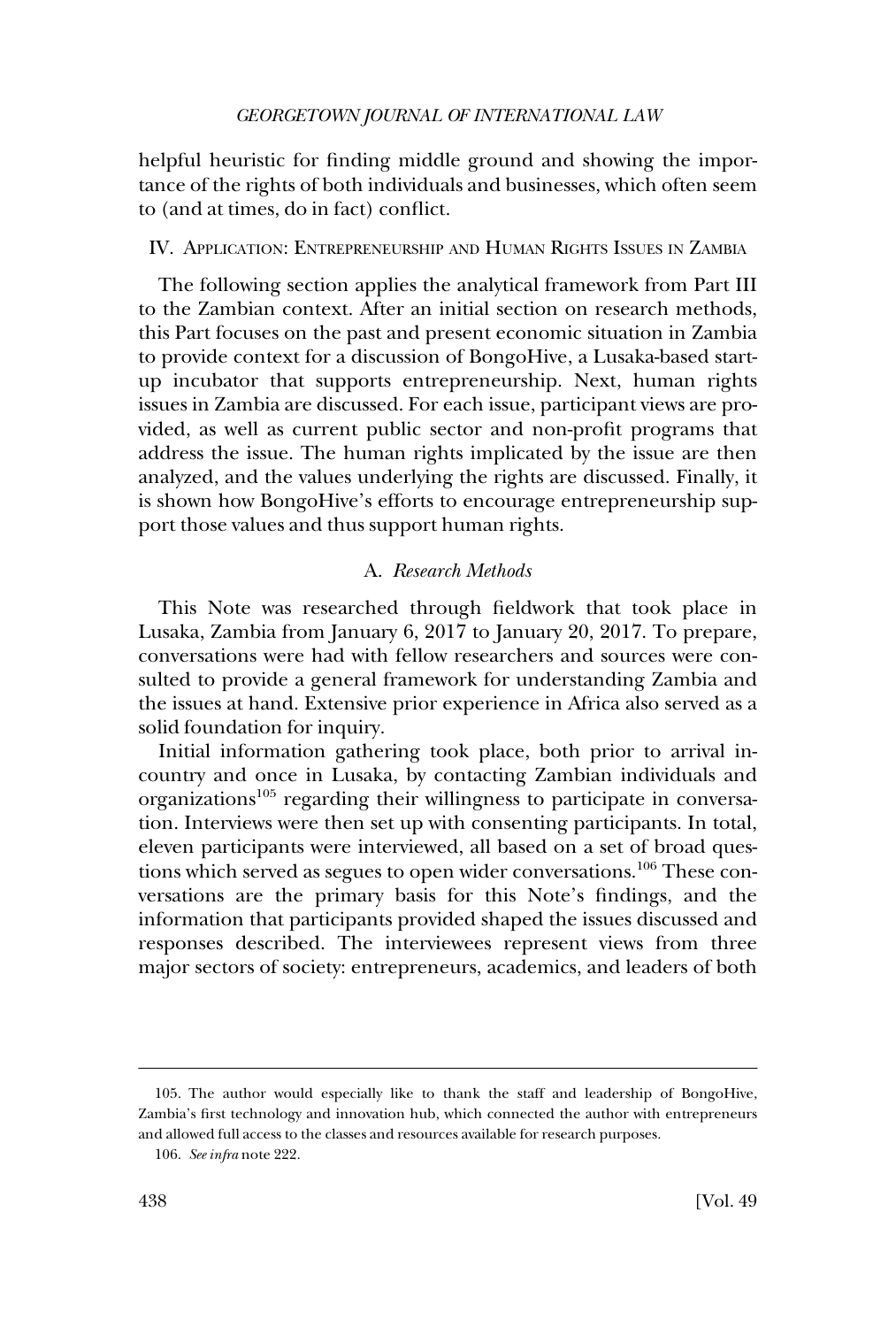helpful heuristic for finding middle ground and showing the importance of the rights of both individuals and businesses, which often seem to (and at times, do in fact) conflict.

## IV. Application: Entrepreneurship and Human Rights Issues in Zambia

The following section applies the analytical framework from Part III to the Zambian context. After an initial section on research methods, this Part focuses on the past and present economic situation in Zambia to provide context for a discussion of BongoHive, a Lusaka-based startup incubator that supports entrepreneurship. Next, human rights issues in Zambia are discussed. For each issue, participant views are provided, as well as current public sector and non-profit programs that address the issue. The human rights implicated by the issue are then analyzed, and the values underlying the rights are discussed. Finally, it is shown how BongoHive's efforts to encourage entrepreneurship support those values and thus support human rights.

### A. *Research Methods*

This Note was researched through fieldwork that took place in Lusaka, Zambia from January 6, 2017 to January 20, 2017. To prepare, conversations were had with fellow researchers and sources were consulted to provide a general framework for understanding Zambia and the issues at hand. Extensive prior experience in Africa also served as a solid foundation for inquiry.

Initial information gathering took place, both prior to arrival in-country and once in Lusaka, by contacting Zambian individuals and organizations[105] regarding their willingness to participate in conversation. Interviews were then set up with consenting participants. In total, eleven participants were interviewed, all based on a set of broad questions which served as segues to open wider conversations.[106] These conversations are the primary basis for this Note's findings, and the information that participants provided shaped the issues discussed and responses described. The interviewees represent views from three major sectors of society: entrepreneurs, academics, and leaders of both

105. The author would especially like to thank the staff and leadership of BongoHive, Zambia's first technology and innovation hub, which connected the author with entrepreneurs and allowed full access to the classes and resources available for research purposes.

106. *See infra* note 222.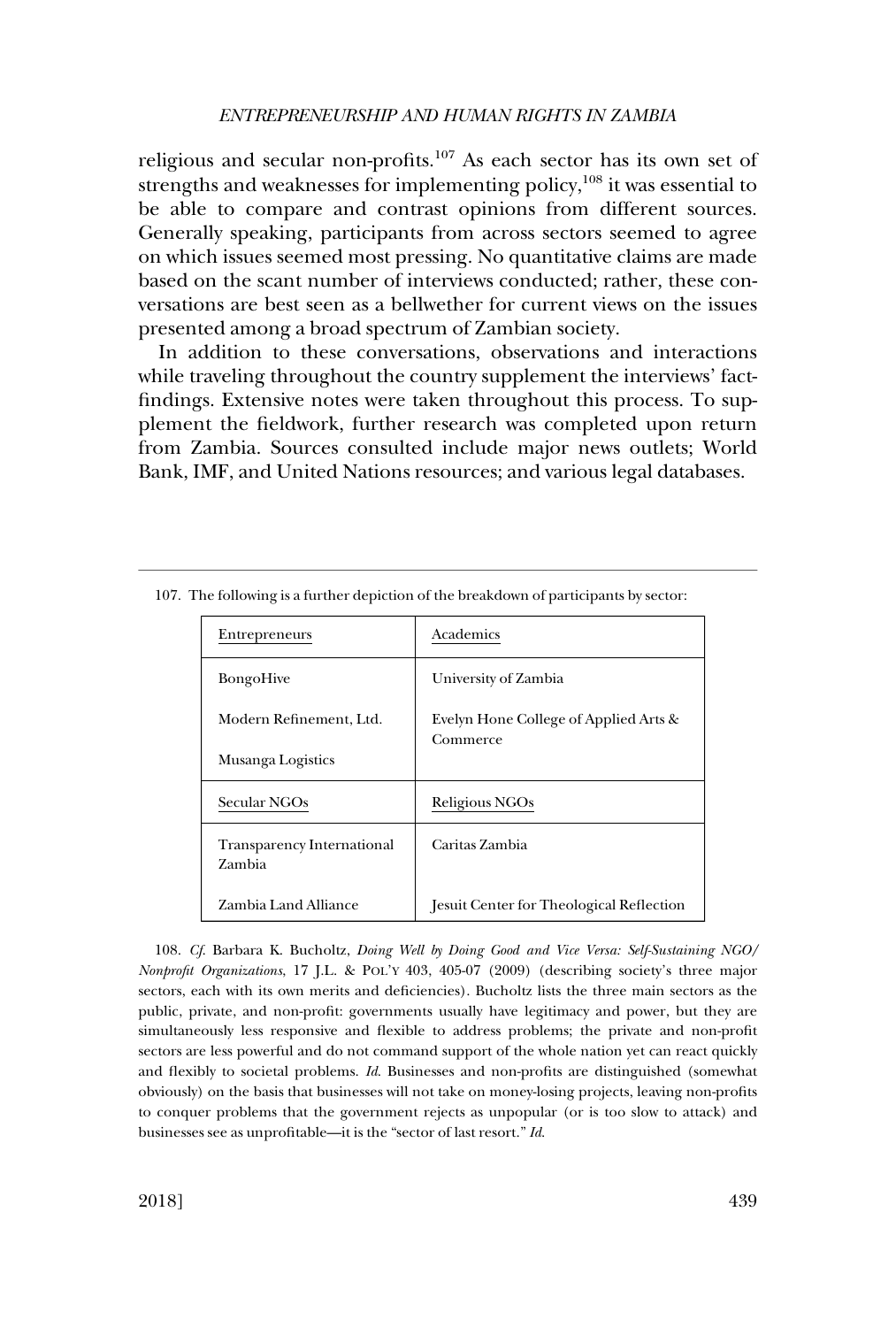religious and secular non-profits.[107] As each sector has its own set of strengths and weaknesses for implementing policy,[108] it was essential to be able to compare and contrast opinions from different sources. Generally speaking, participants from across sectors seemed to agree on which issues seemed most pressing. No quantitative claims are made based on the scant number of interviews conducted; rather, these conversations are best seen as a bellwether for current views on the issues presented among a broad spectrum of Zambian society.

In addition to these conversations, observations and interactions while traveling throughout the country supplement the interviews' fact-findings. Extensive notes were taken throughout this process. To supplement the fieldwork, further research was completed upon return from Zambia. Sources consulted include major news outlets; World Bank, IMF, and United Nations resources; and various legal databases.

---

107. The following is a further depiction of the breakdown of participants by sector:

| Entrepreneurs | Academics |
|---|---|
| BongoHive<br><br>Modern Refinement, Ltd.<br><br>Musanga Logistics | University of Zambia<br><br>Evelyn Hone College of Applied Arts & Commerce |
| Secular NGOs | Religious NGOs |
| Transparency International Zambia<br><br>Zambia Land Alliance | Caritas Zambia<br><br>Jesuit Center for Theological Reflection |

108. *Cf.* Barbara K. Bucholtz, *Doing Well by Doing Good and Vice Versa: Self-Sustaining NGO/Nonprofit Organizations*, 17 J.L. & POL'Y 403, 405-07 (2009) (describing society's three major sectors, each with its own merits and deficiencies). Bucholtz lists the three main sectors as the public, private, and non-profit: governments usually have legitimacy and power, but they are simultaneously less responsive and flexible to address problems; the private and non-profit sectors are less powerful and do not command support of the whole nation yet can react quickly and flexibly to societal problems. *Id.* Businesses and non-profits are distinguished (somewhat obviously) on the basis that businesses will not take on money-losing projects, leaving non-profits to conquer problems that the government rejects as unpopular (or is too slow to attack) and businesses see as unprofitable—it is the "sector of last resort." *Id.*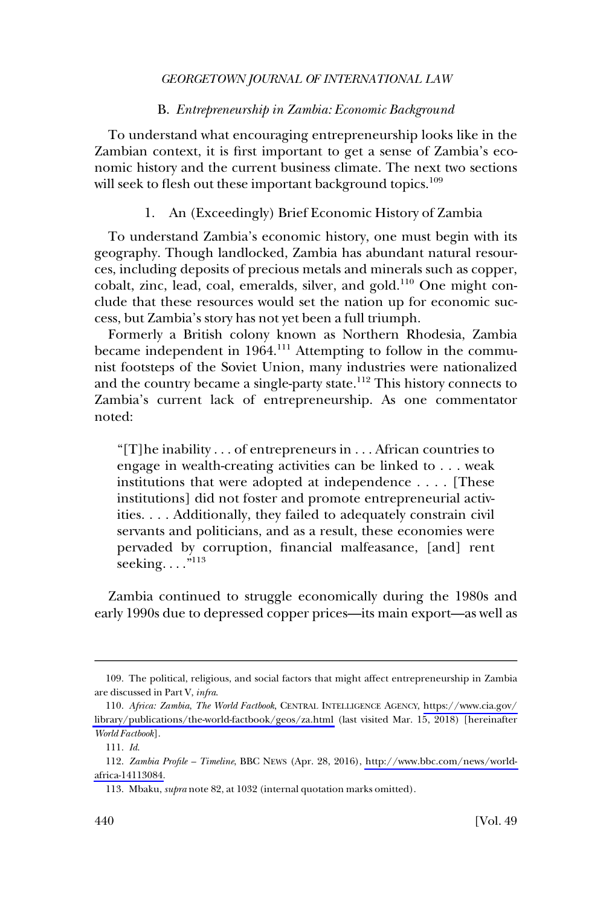### B. *Entrepreneurship in Zambia: Economic Background*

To understand what encouraging entrepreneurship looks like in the Zambian context, it is first important to get a sense of Zambia's economic history and the current business climate. The next two sections will seek to flesh out these important background topics.[109]

#### 1. An (Exceedingly) Brief Economic History of Zambia

To understand Zambia's economic history, one must begin with its geography. Though landlocked, Zambia has abundant natural resources, including deposits of precious metals and minerals such as copper, cobalt, zinc, lead, coal, emeralds, silver, and gold.[110] One might conclude that these resources would set the nation up for economic success, but Zambia's story has not yet been a full triumph.

Formerly a British colony known as Northern Rhodesia, Zambia became independent in 1964.[111] Attempting to follow in the communist footsteps of the Soviet Union, many industries were nationalized and the country became a single-party state.[112] This history connects to Zambia's current lack of entrepreneurship. As one commentator noted:

> "[T]he inability . . . of entrepreneurs in . . . African countries to engage in wealth-creating activities can be linked to . . . weak institutions that were adopted at independence . . . . [These institutions] did not foster and promote entrepreneurial activities. . . . Additionally, they failed to adequately constrain civil servants and politicians, and as a result, these economies were pervaded by corruption, financial malfeasance, [and] rent seeking. . . ."[113]

Zambia continued to struggle economically during the 1980s and early 1990s due to depressed copper prices—its main export—as well as

---

109. The political, religious, and social factors that might affect entrepreneurship in Zambia are discussed in Part V, *infra*.

110. *Africa: Zambia*, *The World Factbook*, CENTRAL INTELLIGENCE AGENCY, https://www.cia.gov/library/publications/the-world-factbook/geos/za.html (last visited Mar. 15, 2018) [hereinafter *World Factbook*].

111. *Id.*

112. *Zambia Profile – Timeline*, BBC NEWS (Apr. 28, 2016), http://www.bbc.com/news/world-africa-14113084.

113. Mbaku, *supra* note 82, at 1032 (internal quotation marks omitted).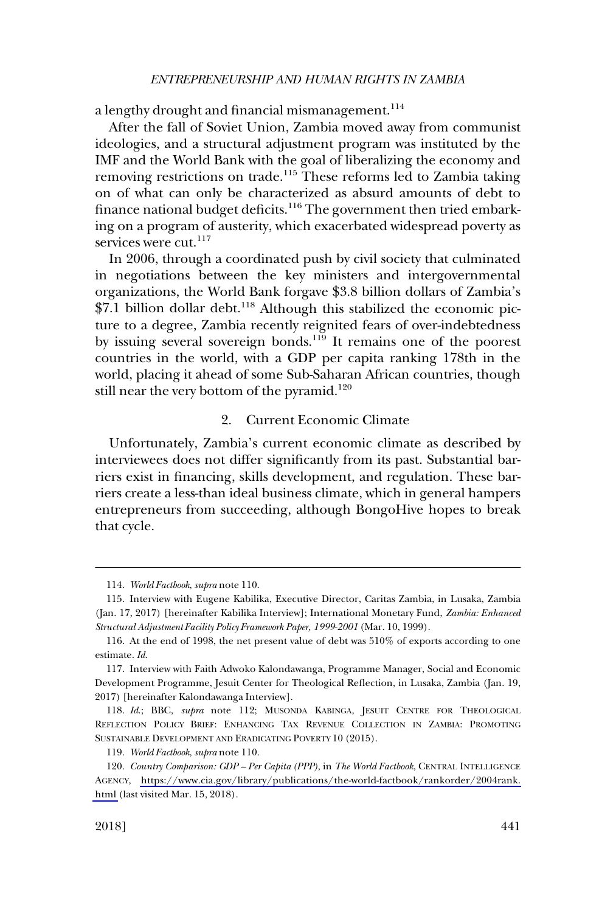a lengthy drought and financial mismanagement.[114]

After the fall of Soviet Union, Zambia moved away from communist ideologies, and a structural adjustment program was instituted by the IMF and the World Bank with the goal of liberalizing the economy and removing restrictions on trade.[115] These reforms led to Zambia taking on of what can only be characterized as absurd amounts of debt to finance national budget deficits.[116] The government then tried embarking on a program of austerity, which exacerbated widespread poverty as services were cut.[117]

In 2006, through a coordinated push by civil society that culminated in negotiations between the key ministers and intergovernmental organizations, the World Bank forgave $3.8 billion dollars of Zambia's $7.1 billion dollar debt.[118] Although this stabilized the economic picture to a degree, Zambia recently reignited fears of over-indebtedness by issuing several sovereign bonds.[119] It remains one of the poorest countries in the world, with a GDP per capita ranking 178th in the world, placing it ahead of some Sub-Saharan African countries, though still near the very bottom of the pyramid.[120]

### 2. Current Economic Climate

Unfortunately, Zambia's current economic climate as described by interviewees does not differ significantly from its past. Substantial barriers exist in financing, skills development, and regulation. These barriers create a less-than ideal business climate, which in general hampers entrepreneurs from succeeding, although BongoHive hopes to break that cycle.

---

114. *World Factbook*, *supra* note 110.

115. Interview with Eugene Kabilika, Executive Director, Caritas Zambia, in Lusaka, Zambia (Jan. 17, 2017) [hereinafter Kabilika Interview]; International Monetary Fund, *Zambia: Enhanced Structural Adjustment Facility Policy Framework Paper, 1999-2001* (Mar. 10, 1999).

116. At the end of 1998, the net present value of debt was 510% of exports according to one estimate. *Id.*

117. Interview with Faith Adwoko Kalondawanga, Programme Manager, Social and Economic Development Programme, Jesuit Center for Theological Reflection, in Lusaka, Zambia (Jan. 19, 2017) [hereinafter Kalondawanga Interview].

118. *Id.*; BBC, *supra* note 112; MUSONDA KABINGA, JESUIT CENTRE FOR THEOLOGICAL REFLECTION POLICY BRIEF: ENHANCING TAX REVENUE COLLECTION IN ZAMBIA: PROMOTING SUSTAINABLE DEVELOPMENT AND ERADICATING POVERTY 10 (2015).

119. *World Factbook*, *supra* note 110.

120. *Country Comparison: GDP – Per Capita (PPP)*, in *The World Factbook*, CENTRAL INTELLIGENCE AGENCY, https://www.cia.gov/library/publications/the-world-factbook/rankorder/2004rank.html (last visited Mar. 15, 2018).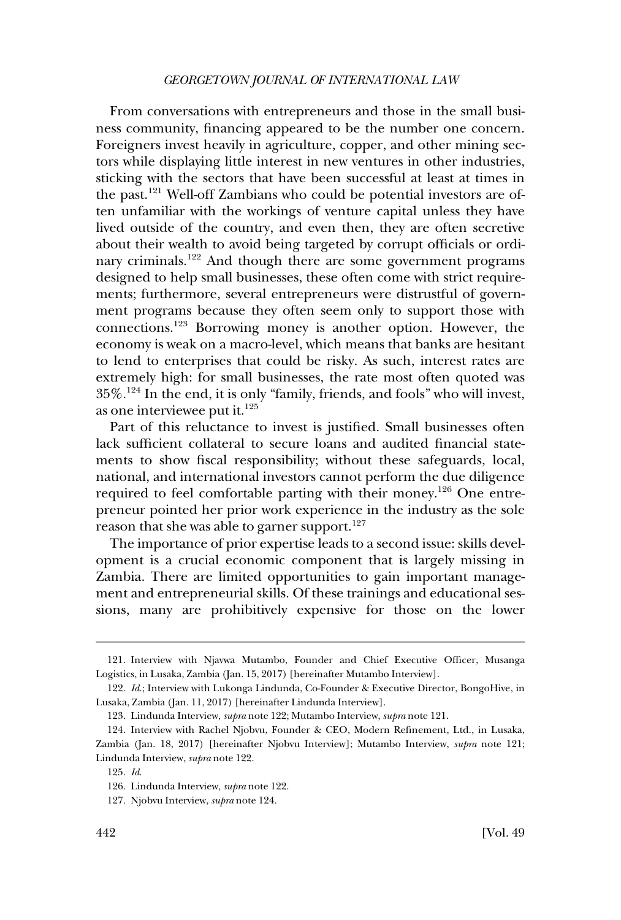From conversations with entrepreneurs and those in the small business community, financing appeared to be the number one concern. Foreigners invest heavily in agriculture, copper, and other mining sectors while displaying little interest in new ventures in other industries, sticking with the sectors that have been successful at least at times in the past.[121] Well-off Zambians who could be potential investors are often unfamiliar with the workings of venture capital unless they have lived outside of the country, and even then, they are often secretive about their wealth to avoid being targeted by corrupt officials or ordinary criminals.[122] And though there are some government programs designed to help small businesses, these often come with strict requirements; furthermore, several entrepreneurs were distrustful of government programs because they often seem only to support those with connections.[123] Borrowing money is another option. However, the economy is weak on a macro-level, which means that banks are hesitant to lend to enterprises that could be risky. As such, interest rates are extremely high: for small businesses, the rate most often quoted was 35%.[124] In the end, it is only "family, friends, and fools" who will invest, as one interviewee put it.[125]

Part of this reluctance to invest is justified. Small businesses often lack sufficient collateral to secure loans and audited financial statements to show fiscal responsibility; without these safeguards, local, national, and international investors cannot perform the due diligence required to feel comfortable parting with their money.[126] One entrepreneur pointed her prior work experience in the industry as the sole reason that she was able to garner support.[127]

The importance of prior expertise leads to a second issue: skills development is a crucial economic component that is largely missing in Zambia. There are limited opportunities to gain important management and entrepreneurial skills. Of these trainings and educational sessions, many are prohibitively expensive for those on the lower

---

121. Interview with Njavwa Mutambo, Founder and Chief Executive Officer, Musanga Logistics, in Lusaka, Zambia (Jan. 15, 2017) [hereinafter Mutambo Interview].

122. *Id.*; Interview with Lukonga Lindunda, Co-Founder & Executive Director, BongoHive, in Lusaka, Zambia (Jan. 11, 2017) [hereinafter Lindunda Interview].

123. Lindunda Interview, *supra* note 122; Mutambo Interview, *supra* note 121.

124. Interview with Rachel Njobvu, Founder & CEO, Modern Refinement, Ltd., in Lusaka, Zambia (Jan. 18, 2017) [hereinafter Njobvu Interview]; Mutambo Interview, *supra* note 121; Lindunda Interview, *supra* note 122.

125. *Id.*

126. Lindunda Interview, *supra* note 122.

127. Njobvu Interview, *supra* note 124.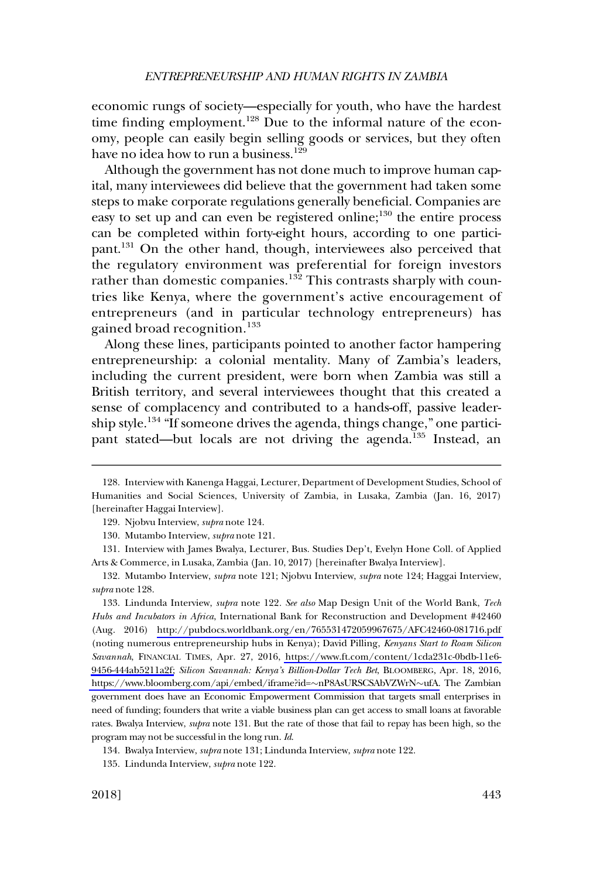economic rungs of society—especially for youth, who have the hardest time finding employment.[128] Due to the informal nature of the economy, people can easily begin selling goods or services, but they often have no idea how to run a business.[129]

Although the government has not done much to improve human capital, many interviewees did believe that the government had taken some steps to make corporate regulations generally beneficial. Companies are easy to set up and can even be registered online;[130] the entire process can be completed within forty-eight hours, according to one participant.[131] On the other hand, though, interviewees also perceived that the regulatory environment was preferential for foreign investors rather than domestic companies.[132] This contrasts sharply with countries like Kenya, where the government's active encouragement of entrepreneurs (and in particular technology entrepreneurs) has gained broad recognition.[133]

Along these lines, participants pointed to another factor hampering entrepreneurship: a colonial mentality. Many of Zambia's leaders, including the current president, were born when Zambia was still a British territory, and several interviewees thought that this created a sense of complacency and contributed to a hands-off, passive leadership style.[134] "If someone drives the agenda, things change," one participant stated—but locals are not driving the agenda.[135] Instead, an

---

128. Interview with Kanenga Haggai, Lecturer, Department of Development Studies, School of Humanities and Social Sciences, University of Zambia, in Lusaka, Zambia (Jan. 16, 2017) [hereinafter Haggai Interview].

129. Njobvu Interview, *supra* note 124.

130. Mutambo Interview, *supra* note 121.

131. Interview with James Bwalya, Lecturer, Bus. Studies Dep't, Evelyn Hone Coll. of Applied Arts & Commerce, in Lusaka, Zambia (Jan. 10, 2017) [hereinafter Bwalya Interview].

132. Mutambo Interview, *supra* note 121; Njobvu Interview, *supra* note 124; Haggai Interview, *supra* note 128.

133. Lindunda Interview, *supra* note 122. *See also* Map Design Unit of the World Bank, *Tech Hubs and Incubators in Africa*, International Bank for Reconstruction and Development #42460 (Aug. 2016) http://pubdocs.worldbank.org/en/765531472059967675/AFC42460-081716.pdf (noting numerous entrepreneurship hubs in Kenya); David Pilling, *Kenyans Start to Roam Silicon Savannah*, FINANCIAL TIMES, Apr. 27, 2016, https://www.ft.com/content/1cda231c-0bdb-11e6-9456-444ab5211a2f; *Silicon Savannah: Kenya's Billion-Dollar Tech Bet*, BLOOMBERG, Apr. 18, 2016, https://www.bloomberg.com/api/embed/iframe?id=~nP8AsURSCSAbVZWrN~ufA. The Zambian government does have an Economic Empowerment Commission that targets small enterprises in need of funding; founders that write a viable business plan can get access to small loans at favorable rates. Bwalya Interview, *supra* note 131. But the rate of those that fail to repay has been high, so the program may not be successful in the long run. *Id*.

134. Bwalya Interview, *supra* note 131; Lindunda Interview, *supra* note 122.

135. Lindunda Interview, *supra* note 122.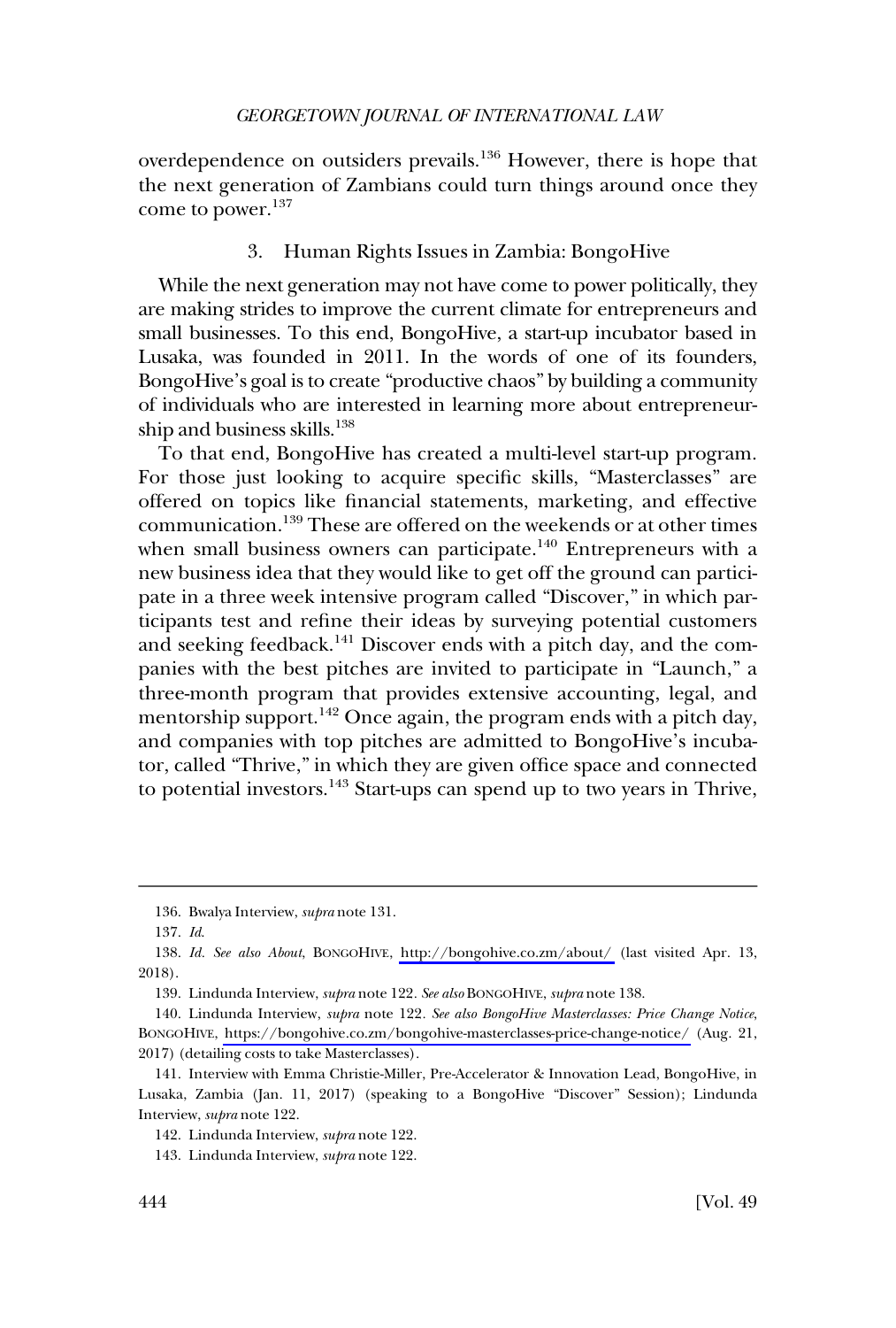overdependence on outsiders prevails.[136] However, there is hope that the next generation of Zambians could turn things around once they come to power.[137]

### 3. Human Rights Issues in Zambia: BongoHive

While the next generation may not have come to power politically, they are making strides to improve the current climate for entrepreneurs and small businesses. To this end, BongoHive, a start-up incubator based in Lusaka, was founded in 2011. In the words of one of its founders, BongoHive's goal is to create "productive chaos" by building a community of individuals who are interested in learning more about entrepreneurship and business skills.[138]

To that end, BongoHive has created a multi-level start-up program. For those just looking to acquire specific skills, "Masterclasses" are offered on topics like financial statements, marketing, and effective communication.[139] These are offered on the weekends or at other times when small business owners can participate.[140] Entrepreneurs with a new business idea that they would like to get off the ground can participate in a three week intensive program called "Discover," in which participants test and refine their ideas by surveying potential customers and seeking feedback.[141] Discover ends with a pitch day, and the companies with the best pitches are invited to participate in "Launch," a three-month program that provides extensive accounting, legal, and mentorship support.[142] Once again, the program ends with a pitch day, and companies with top pitches are admitted to BongoHive's incubator, called "Thrive," in which they are given office space and connected to potential investors.[143] Start-ups can spend up to two years in Thrive,

---

136. Bwalya Interview, *supra* note 131.

137. *Id.*

138. *Id. See also About*, BONGOHIVE, http://bongohive.co.zm/about/ (last visited Apr. 13, 2018).

139. Lindunda Interview, *supra* note 122. *See also* BONGOHIVE, *supra* note 138.

140. Lindunda Interview, *supra* note 122. *See also BongoHive Masterclasses: Price Change Notice*, BONGOHIVE, https://bongohive.co.zm/bongohive-masterclasses-price-change-notice/ (Aug. 21, 2017) (detailing costs to take Masterclasses).

141. Interview with Emma Christie-Miller, Pre-Accelerator & Innovation Lead, BongoHive, in Lusaka, Zambia (Jan. 11, 2017) (speaking to a BongoHive "Discover" Session); Lindunda Interview, *supra* note 122.

142. Lindunda Interview, *supra* note 122.

143. Lindunda Interview, *supra* note 122.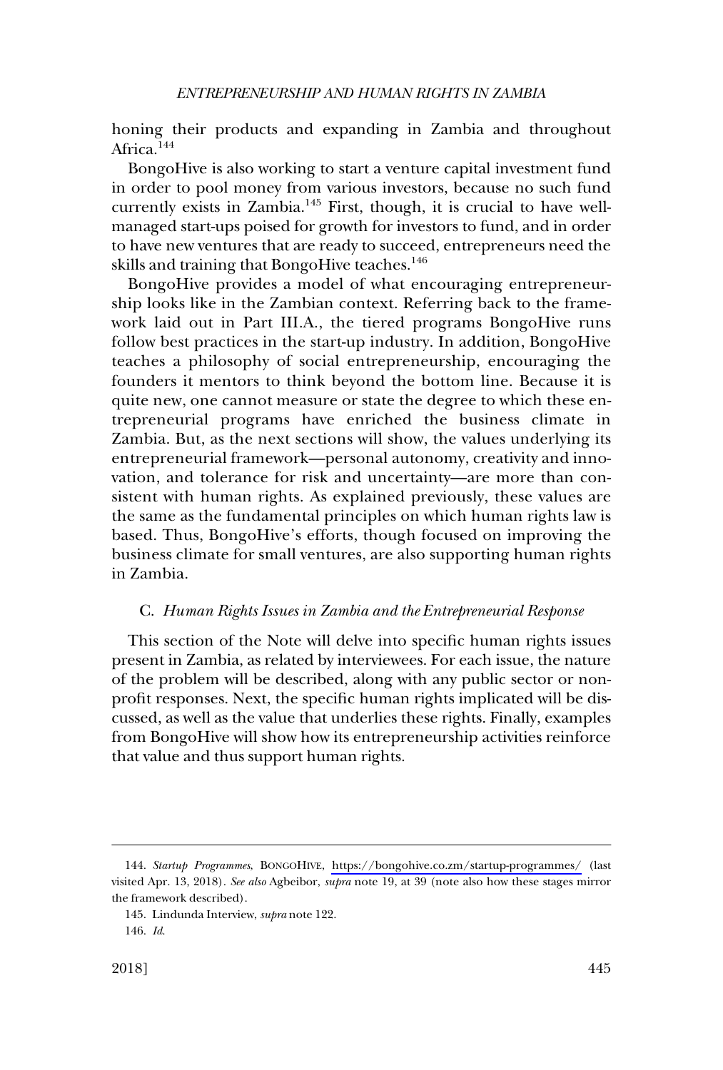honing their products and expanding in Zambia and throughout Africa.[144]

BongoHive is also working to start a venture capital investment fund in order to pool money from various investors, because no such fund currently exists in Zambia.[145] First, though, it is crucial to have well-managed start-ups poised for growth for investors to fund, and in order to have new ventures that are ready to succeed, entrepreneurs need the skills and training that BongoHive teaches.[146]

BongoHive provides a model of what encouraging entrepreneurship looks like in the Zambian context. Referring back to the framework laid out in Part III.A., the tiered programs BongoHive runs follow best practices in the start-up industry. In addition, BongoHive teaches a philosophy of social entrepreneurship, encouraging the founders it mentors to think beyond the bottom line. Because it is quite new, one cannot measure or state the degree to which these entrepreneurial programs have enriched the business climate in Zambia. But, as the next sections will show, the values underlying its entrepreneurial framework—personal autonomy, creativity and innovation, and tolerance for risk and uncertainty—are more than consistent with human rights. As explained previously, these values are the same as the fundamental principles on which human rights law is based. Thus, BongoHive's efforts, though focused on improving the business climate for small ventures, are also supporting human rights in Zambia.

### C. *Human Rights Issues in Zambia and the Entrepreneurial Response*

This section of the Note will delve into specific human rights issues present in Zambia, as related by interviewees. For each issue, the nature of the problem will be described, along with any public sector or non-profit responses. Next, the specific human rights implicated will be discussed, as well as the value that underlies these rights. Finally, examples from BongoHive will show how its entrepreneurship activities reinforce that value and thus support human rights.

---

144. *Startup Programmes*, BONGOHIVE, https://bongohive.co.zm/startup-programmes/ (last visited Apr. 13, 2018). *See also* Agbeibor, *supra* note 19, at 39 (note also how these stages mirror the framework described).

145. Lindunda Interview, *supra* note 122.

146. *Id.*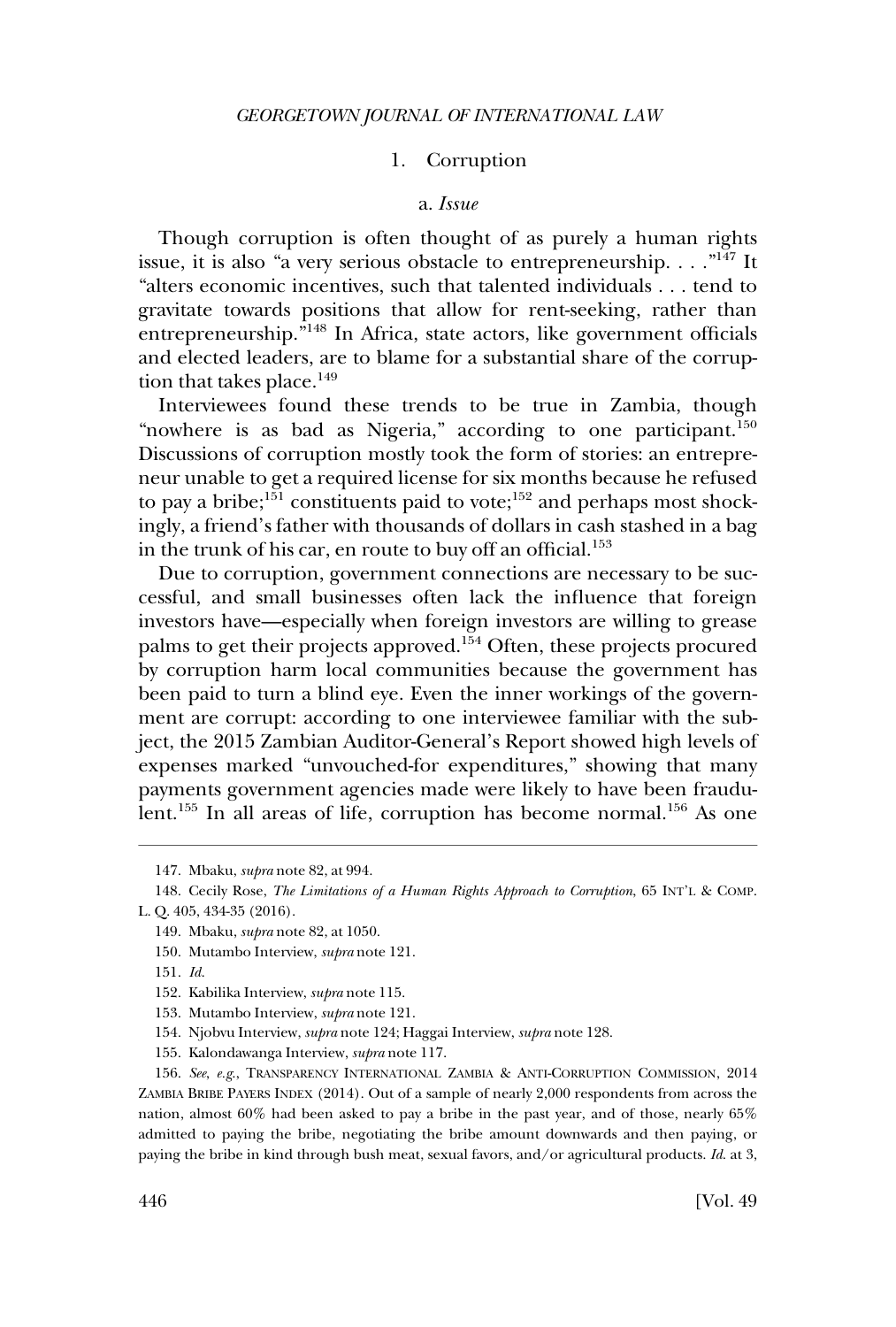### 1. Corruption

#### a. *Issue*

Though corruption is often thought of as purely a human rights issue, it is also "a very serious obstacle to entrepreneurship. . . ."[147] It "alters economic incentives, such that talented individuals . . . tend to gravitate towards positions that allow for rent-seeking, rather than entrepreneurship."[148] In Africa, state actors, like government officials and elected leaders, are to blame for a substantial share of the corruption that takes place.[149]

Interviewees found these trends to be true in Zambia, though "nowhere is as bad as Nigeria," according to one participant.[150] Discussions of corruption mostly took the form of stories: an entrepreneur unable to get a required license for six months because he refused to pay a bribe;[151] constituents paid to vote;[152] and perhaps most shockingly, a friend's father with thousands of dollars in cash stashed in a bag in the trunk of his car, en route to buy off an official.[153]

Due to corruption, government connections are necessary to be successful, and small businesses often lack the influence that foreign investors have—especially when foreign investors are willing to grease palms to get their projects approved.[154] Often, these projects procured by corruption harm local communities because the government has been paid to turn a blind eye. Even the inner workings of the government are corrupt: according to one interviewee familiar with the subject, the 2015 Zambian Auditor-General's Report showed high levels of expenses marked "unvouched-for expenditures," showing that many payments government agencies made were likely to have been fraudulent.[155] In all areas of life, corruption has become normal.[156] As one

---

147. Mbaku, *supra* note 82, at 994.

148. Cecily Rose, *The Limitations of a Human Rights Approach to Corruption*, 65 INT'L & COMP. L. Q. 405, 434-35 (2016).

149. Mbaku, *supra* note 82, at 1050.

150. Mutambo Interview, *supra* note 121.

151. *Id.*

152. Kabilika Interview, *supra* note 115.

153. Mutambo Interview, *supra* note 121.

154. Njobvu Interview, *supra* note 124; Haggai Interview, *supra* note 128.

155. Kalondawanga Interview, *supra* note 117.

156. *See, e.g.*, TRANSPARENCY INTERNATIONAL ZAMBIA & ANTI-CORRUPTION COMMISSION, 2014 ZAMBIA BRIBE PAYERS INDEX (2014). Out of a sample of nearly 2,000 respondents from across the nation, almost 60% had been asked to pay a bribe in the past year, and of those, nearly 65% admitted to paying the bribe, negotiating the bribe amount downwards and then paying, or paying the bribe in kind through bush meat, sexual favors, and/or agricultural products. *Id.* at 3,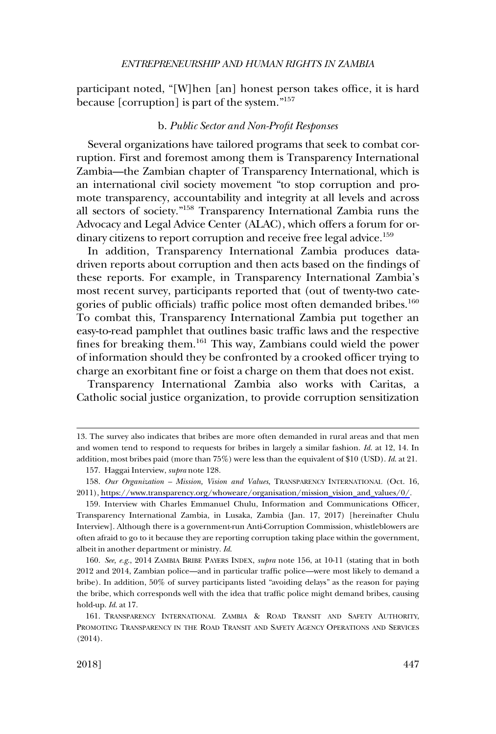participant noted, "[W]hen [an] honest person takes office, it is hard because [corruption] is part of the system."[157]

### b. *Public Sector and Non-Profit Responses*

Several organizations have tailored programs that seek to combat corruption. First and foremost among them is Transparency International Zambia—the Zambian chapter of Transparency International, which is an international civil society movement "to stop corruption and promote transparency, accountability and integrity at all levels and across all sectors of society."[158] Transparency International Zambia runs the Advocacy and Legal Advice Center (ALAC), which offers a forum for ordinary citizens to report corruption and receive free legal advice.[159]

In addition, Transparency International Zambia produces data-driven reports about corruption and then acts based on the findings of these reports. For example, in Transparency International Zambia's most recent survey, participants reported that (out of twenty-two categories of public officials) traffic police most often demanded bribes.[160] To combat this, Transparency International Zambia put together an easy-to-read pamphlet that outlines basic traffic laws and the respective fines for breaking them.[161] This way, Zambians could wield the power of information should they be confronted by a crooked officer trying to charge an exorbitant fine or foist a charge on them that does not exist.

Transparency International Zambia also works with Caritas, a Catholic social justice organization, to provide corruption sensitization

---

13. The survey also indicates that bribes are more often demanded in rural areas and that men and women tend to respond to requests for bribes in largely a similar fashion. *Id.* at 12, 14. In addition, most bribes paid (more than 75%) were less than the equivalent of $10 (USD). *Id.* at 21.

157. Haggai Interview, *supra* note 128.

158. *Our Organization – Mission, Vision and Values*, TRANSPARENCY INTERNATIONAL (Oct. 16, 2011), https://www.transparency.org/whoweare/organisation/mission_vision_and_values/0/.

159. Interview with Charles Emmanuel Chulu, Information and Communications Officer, Transparency International Zambia, in Lusaka, Zambia (Jan. 17, 2017) [hereinafter Chulu Interview]. Although there is a government-run Anti-Corruption Commission, whistleblowers are often afraid to go to it because they are reporting corruption taking place within the government, albeit in another department or ministry. *Id.*

160. *See, e.g.*, 2014 ZAMBIA BRIBE PAYERS INDEX, *supra* note 156, at 10-11 (stating that in both 2012 and 2014, Zambian police—and in particular traffic police—were most likely to demand a bribe). In addition, 50% of survey participants listed "avoiding delays" as the reason for paying the bribe, which corresponds well with the idea that traffic police might demand bribes, causing hold-up. *Id.* at 17.

161. TRANSPARENCY INTERNATIONAL ZAMBIA & ROAD TRANSIT AND SAFETY AUTHORITY, PROMOTING TRANSPARENCY IN THE ROAD TRANSIT AND SAFETY AGENCY OPERATIONS AND SERVICES (2014).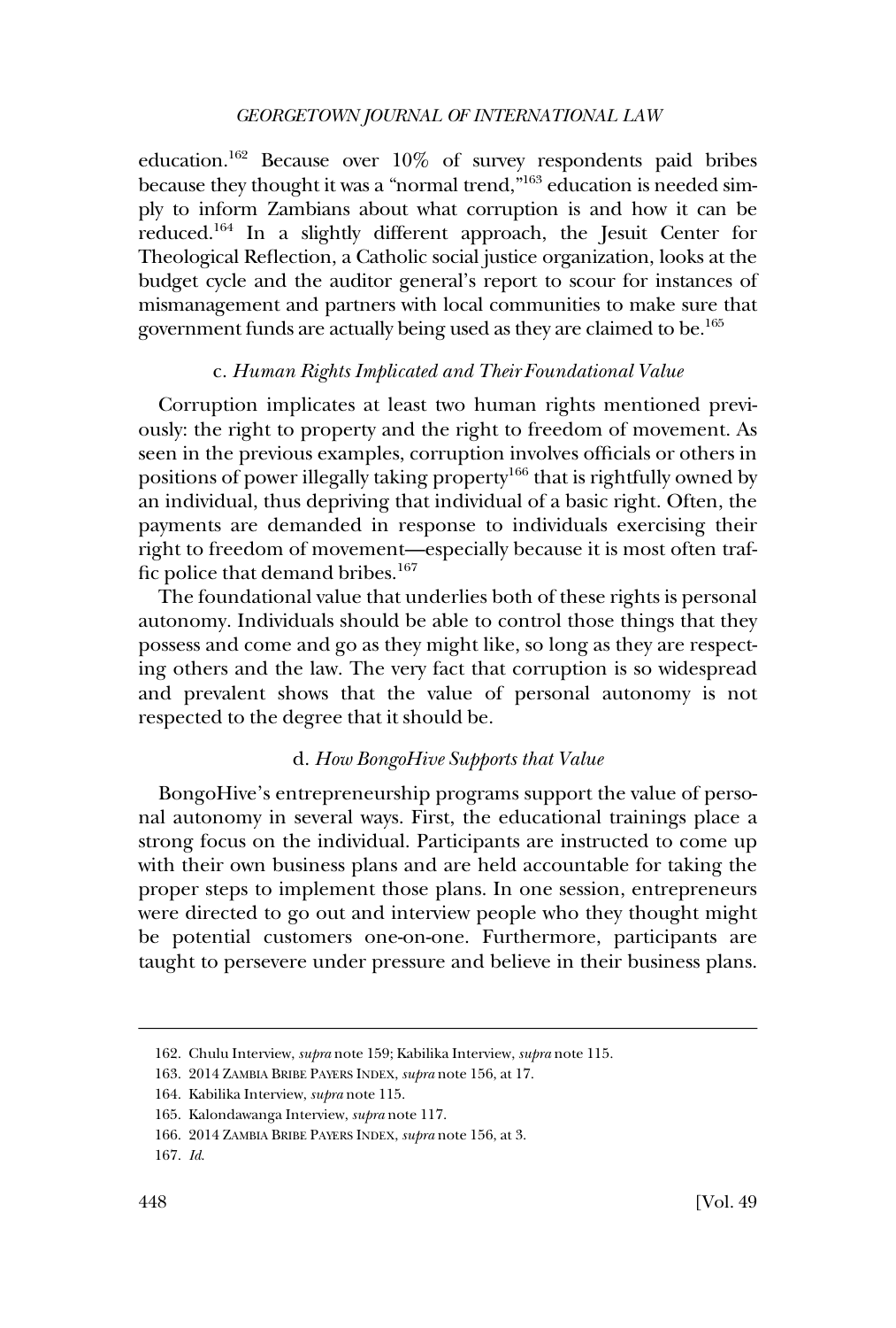education.[162] Because over 10% of survey respondents paid bribes because they thought it was a "normal trend,"[163] education is needed simply to inform Zambians about what corruption is and how it can be reduced.[164] In a slightly different approach, the Jesuit Center for Theological Reflection, a Catholic social justice organization, looks at the budget cycle and the auditor general's report to scour for instances of mismanagement and partners with local communities to make sure that government funds are actually being used as they are claimed to be.[165]

### c. *Human Rights Implicated and Their Foundational Value*

Corruption implicates at least two human rights mentioned previously: the right to property and the right to freedom of movement. As seen in the previous examples, corruption involves officials or others in positions of power illegally taking property[166] that is rightfully owned by an individual, thus depriving that individual of a basic right. Often, the payments are demanded in response to individuals exercising their right to freedom of movement—especially because it is most often traffic police that demand bribes.[167]

The foundational value that underlies both of these rights is personal autonomy. Individuals should be able to control those things that they possess and come and go as they might like, so long as they are respecting others and the law. The very fact that corruption is so widespread and prevalent shows that the value of personal autonomy is not respected to the degree that it should be.

### d. *How BongoHive Supports that Value*

BongoHive's entrepreneurship programs support the value of personal autonomy in several ways. First, the educational trainings place a strong focus on the individual. Participants are instructed to come up with their own business plans and are held accountable for taking the proper steps to implement those plans. In one session, entrepreneurs were directed to go out and interview people who they thought might be potential customers one-on-one. Furthermore, participants are taught to persevere under pressure and believe in their business plans.

---

162. Chulu Interview, *supra* note 159; Kabilika Interview, *supra* note 115.

163. 2014 ZAMBIA BRIBE PAYERS INDEX, *supra* note 156, at 17.

164. Kabilika Interview, *supra* note 115.

165. Kalondawanga Interview, *supra* note 117.

166. 2014 ZAMBIA BRIBE PAYERS INDEX, *supra* note 156, at 3.

167. *Id.*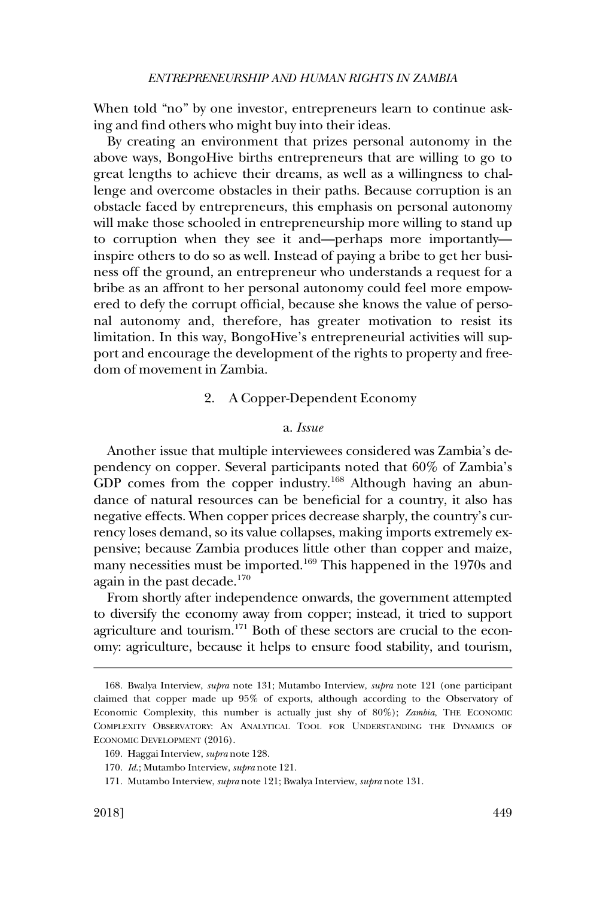When told "no" by one investor, entrepreneurs learn to continue asking and find others who might buy into their ideas.

By creating an environment that prizes personal autonomy in the above ways, BongoHive births entrepreneurs that are willing to go to great lengths to achieve their dreams, as well as a willingness to challenge and overcome obstacles in their paths. Because corruption is an obstacle faced by entrepreneurs, this emphasis on personal autonomy will make those schooled in entrepreneurship more willing to stand up to corruption when they see it and—perhaps more importantly—inspire others to do so as well. Instead of paying a bribe to get her business off the ground, an entrepreneur who understands a request for a bribe as an affront to her personal autonomy could feel more empowered to defy the corrupt official, because she knows the value of personal autonomy and, therefore, has greater motivation to resist its limitation. In this way, BongoHive's entrepreneurial activities will support and encourage the development of the rights to property and freedom of movement in Zambia.

### 2. A Copper-Dependent Economy

#### a. *Issue*

Another issue that multiple interviewees considered was Zambia's dependency on copper. Several participants noted that 60% of Zambia's GDP comes from the copper industry.[168] Although having an abundance of natural resources can be beneficial for a country, it also has negative effects. When copper prices decrease sharply, the country's currency loses demand, so its value collapses, making imports extremely expensive; because Zambia produces little other than copper and maize, many necessities must be imported.[169] This happened in the 1970s and again in the past decade.[170]

From shortly after independence onwards, the government attempted to diversify the economy away from copper; instead, it tried to support agriculture and tourism.[171] Both of these sectors are crucial to the economy: agriculture, because it helps to ensure food stability, and tourism,

---

168. Bwalya Interview, *supra* note 131; Mutambo Interview, *supra* note 121 (one participant claimed that copper made up 95% of exports, although according to the Observatory of Economic Complexity, this number is actually just shy of 80%); *Zambia*, THE ECONOMIC COMPLEXITY OBSERVATORY: AN ANALYTICAL TOOL FOR UNDERSTANDING THE DYNAMICS OF ECONOMIC DEVELOPMENT (2016).

169. Haggai Interview, *supra* note 128.

170. *Id.*; Mutambo Interview, *supra* note 121.

171. Mutambo Interview, *supra* note 121; Bwalya Interview, *supra* note 131.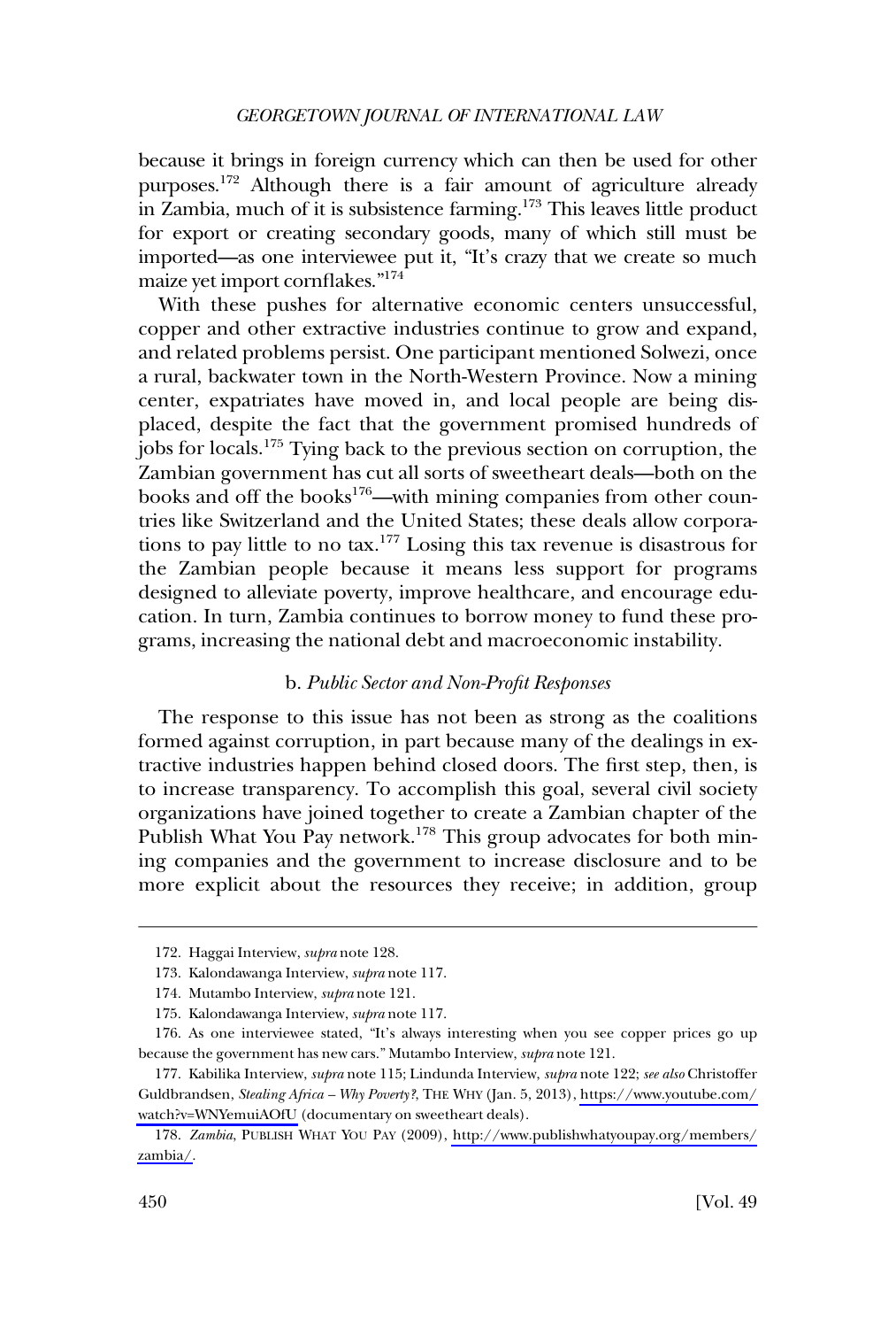because it brings in foreign currency which can then be used for other purposes.[172] Although there is a fair amount of agriculture already in Zambia, much of it is subsistence farming.[173] This leaves little product for export or creating secondary goods, many of which still must be imported—as one interviewee put it, "It's crazy that we create so much maize yet import cornflakes."[174]

With these pushes for alternative economic centers unsuccessful, copper and other extractive industries continue to grow and expand, and related problems persist. One participant mentioned Solwezi, once a rural, backwater town in the North-Western Province. Now a mining center, expatriates have moved in, and local people are being displaced, despite the fact that the government promised hundreds of jobs for locals.[175] Tying back to the previous section on corruption, the Zambian government has cut all sorts of sweetheart deals—both on the books and off the books[176]—with mining companies from other countries like Switzerland and the United States; these deals allow corporations to pay little to no tax.[177] Losing this tax revenue is disastrous for the Zambian people because it means less support for programs designed to alleviate poverty, improve healthcare, and encourage education. In turn, Zambia continues to borrow money to fund these programs, increasing the national debt and macroeconomic instability.

#### b. *Public Sector and Non-Profit Responses*

The response to this issue has not been as strong as the coalitions formed against corruption, in part because many of the dealings in extractive industries happen behind closed doors. The first step, then, is to increase transparency. To accomplish this goal, several civil society organizations have joined together to create a Zambian chapter of the Publish What You Pay network.[178] This group advocates for both mining companies and the government to increase disclosure and to be more explicit about the resources they receive; in addition, group

---

172. Haggai Interview, *supra* note 128.

173. Kalondawanga Interview, *supra* note 117.

174. Mutambo Interview, *supra* note 121.

175. Kalondawanga Interview, *supra* note 117.

176. As one interviewee stated, "It's always interesting when you see copper prices go up because the government has new cars." Mutambo Interview, *supra* note 121.

177. Kabilika Interview, *supra* note 115; Lindunda Interview, *supra* note 122; *see also* Christoffer Guldbrandsen, *Stealing Africa – Why Poverty?*, THE WHY (Jan. 5, 2013), https://www.youtube.com/watch?v=WNYemuiAOfU (documentary on sweetheart deals).

178. *Zambia*, PUBLISH WHAT YOU PAY (2009), http://www.publishwhatyoupay.org/members/zambia/.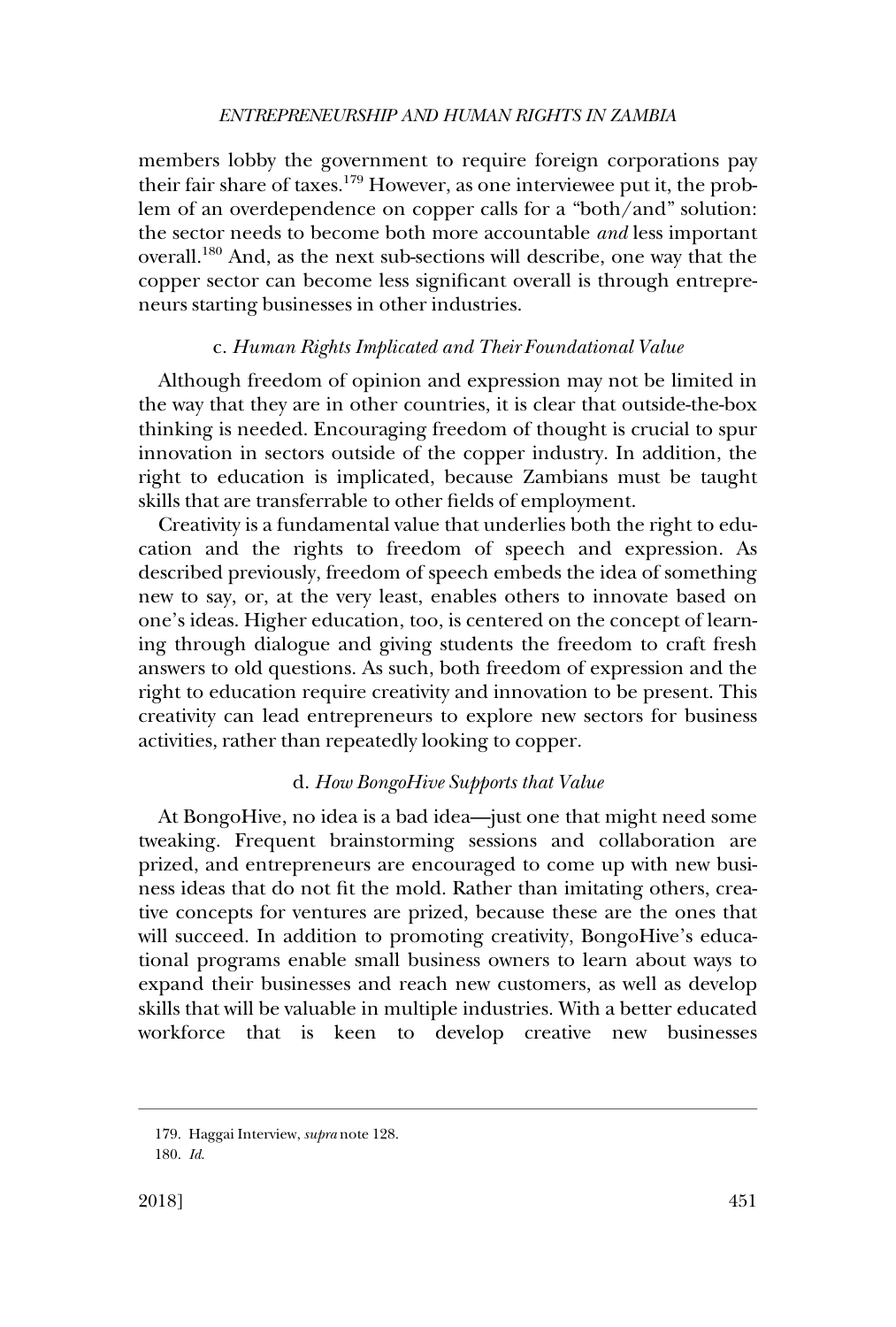members lobby the government to require foreign corporations pay their fair share of taxes.[179] However, as one interviewee put it, the problem of an overdependence on copper calls for a "both/and" solution: the sector needs to become both more accountable *and* less important overall.[180] And, as the next sub-sections will describe, one way that the copper sector can become less significant overall is through entrepreneurs starting businesses in other industries.

#### c. *Human Rights Implicated and Their Foundational Value*

Although freedom of opinion and expression may not be limited in the way that they are in other countries, it is clear that outside-the-box thinking is needed. Encouraging freedom of thought is crucial to spur innovation in sectors outside of the copper industry. In addition, the right to education is implicated, because Zambians must be taught skills that are transferrable to other fields of employment.

Creativity is a fundamental value that underlies both the right to education and the rights to freedom of speech and expression. As described previously, freedom of speech embeds the idea of something new to say, or, at the very least, enables others to innovate based on one's ideas. Higher education, too, is centered on the concept of learning through dialogue and giving students the freedom to craft fresh answers to old questions. As such, both freedom of expression and the right to education require creativity and innovation to be present. This creativity can lead entrepreneurs to explore new sectors for business activities, rather than repeatedly looking to copper.

#### d. *How BongoHive Supports that Value*

At BongoHive, no idea is a bad idea—just one that might need some tweaking. Frequent brainstorming sessions and collaboration are prized, and entrepreneurs are encouraged to come up with new business ideas that do not fit the mold. Rather than imitating others, creative concepts for ventures are prized, because these are the ones that will succeed. In addition to promoting creativity, BongoHive's educational programs enable small business owners to learn about ways to expand their businesses and reach new customers, as well as develop skills that will be valuable in multiple industries. With a better educated workforce that is keen to develop creative new businesses

---

179. Haggai Interview, *supra* note 128.

180. *Id.*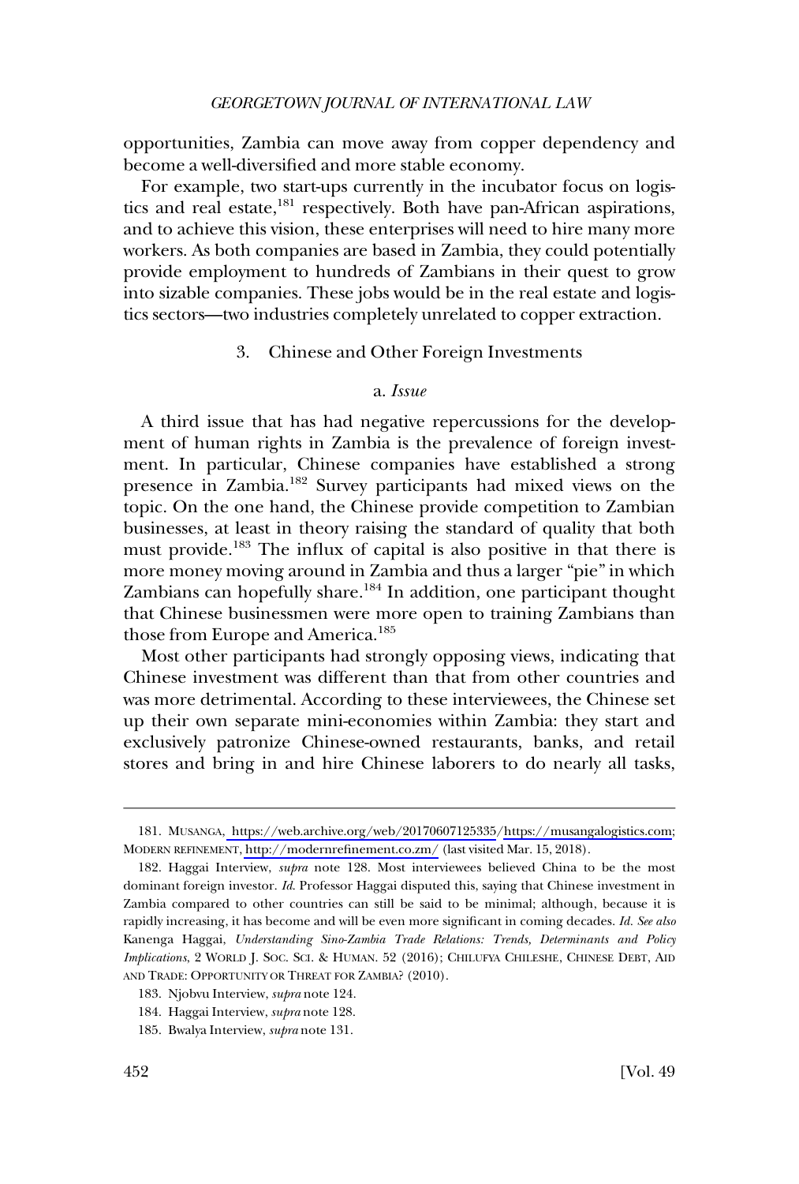opportunities, Zambia can move away from copper dependency and become a well-diversified and more stable economy.

For example, two start-ups currently in the incubator focus on logistics and real estate,[181] respectively. Both have pan-African aspirations, and to achieve this vision, these enterprises will need to hire many more workers. As both companies are based in Zambia, they could potentially provide employment to hundreds of Zambians in their quest to grow into sizable companies. These jobs would be in the real estate and logistics sectors—two industries completely unrelated to copper extraction.

### 3. Chinese and Other Foreign Investments

#### a. *Issue*

A third issue that has had negative repercussions for the development of human rights in Zambia is the prevalence of foreign investment. In particular, Chinese companies have established a strong presence in Zambia.[182] Survey participants had mixed views on the topic. On the one hand, the Chinese provide competition to Zambian businesses, at least in theory raising the standard of quality that both must provide.[183] The influx of capital is also positive in that there is more money moving around in Zambia and thus a larger "pie" in which Zambians can hopefully share.[184] In addition, one participant thought that Chinese businessmen were more open to training Zambians than those from Europe and America.[185]

Most other participants had strongly opposing views, indicating that Chinese investment was different than that from other countries and was more detrimental. According to these interviewees, the Chinese set up their own separate mini-economies within Zambia: they start and exclusively patronize Chinese-owned restaurants, banks, and retail stores and bring in and hire Chinese laborers to do nearly all tasks,

---

181. MUSANGA, https://web.archive.org/web/20170607125335/https://musangalogistics.com; MODERN REFINEMENT, http://modernrefinement.co.zm/ (last visited Mar. 15, 2018).

182. Haggai Interview, *supra* note 128. Most interviewees believed China to be the most dominant foreign investor. *Id.* Professor Haggai disputed this, saying that Chinese investment in Zambia compared to other countries can still be said to be minimal; although, because it is rapidly increasing, it has become and will be even more significant in coming decades. *Id. See also* Kanenga Haggai, *Understanding Sino-Zambia Trade Relations: Trends, Determinants and Policy Implications*, 2 WORLD J. SOC. SCI. & HUMAN. 52 (2016); CHILUFYA CHILESHE, CHINESE DEBT, AID AND TRADE: OPPORTUNITY OR THREAT FOR ZAMBIA? (2010).

183. Njobvu Interview, *supra* note 124.

184. Haggai Interview, *supra* note 128.

185. Bwalya Interview, *supra* note 131.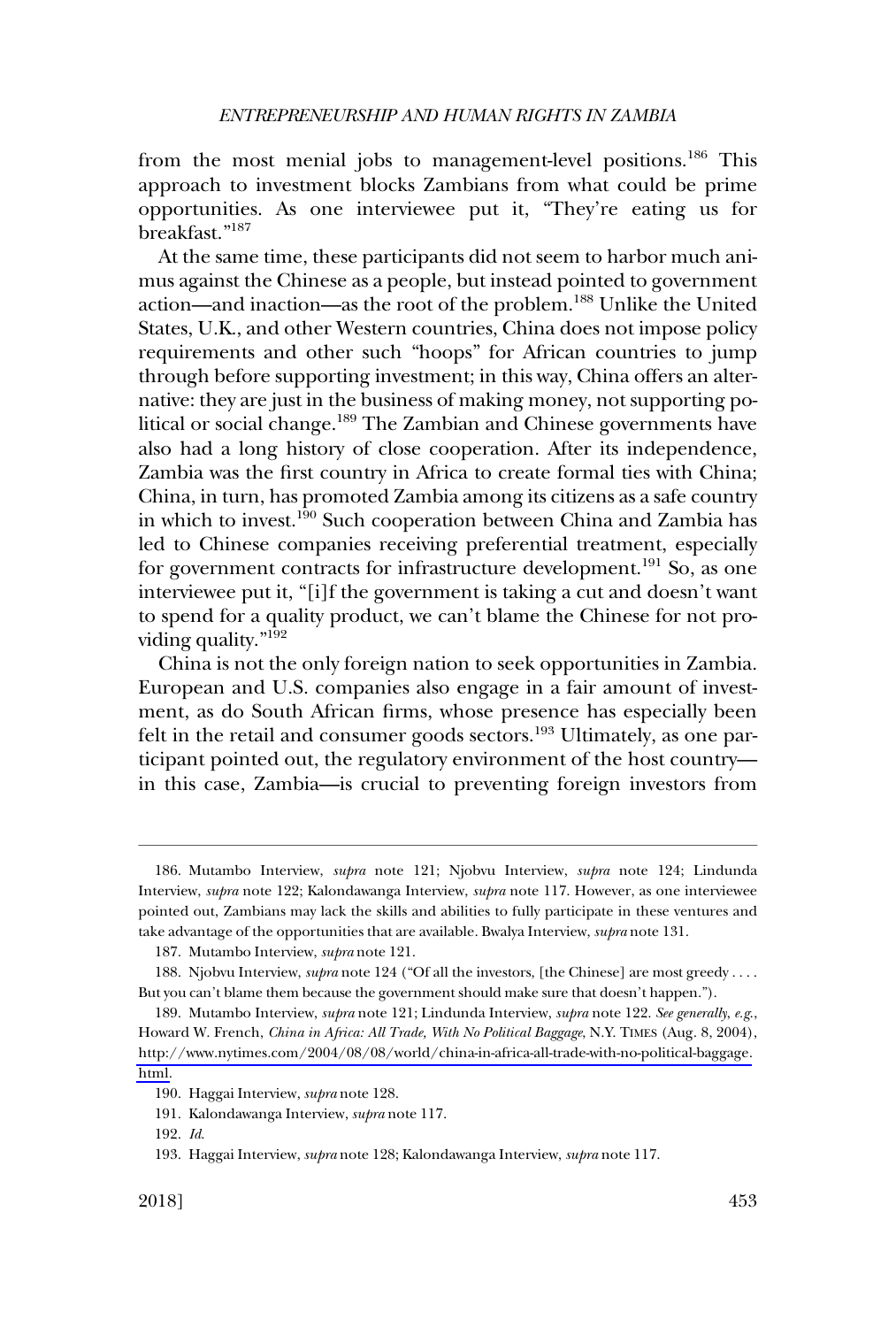from the most menial jobs to management-level positions.[186] This approach to investment blocks Zambians from what could be prime opportunities. As one interviewee put it, "They're eating us for breakfast."[187]

At the same time, these participants did not seem to harbor much animus against the Chinese as a people, but instead pointed to government action—and inaction—as the root of the problem.[188] Unlike the United States, U.K., and other Western countries, China does not impose policy requirements and other such "hoops" for African countries to jump through before supporting investment; in this way, China offers an alternative: they are just in the business of making money, not supporting political or social change.[189] The Zambian and Chinese governments have also had a long history of close cooperation. After its independence, Zambia was the first country in Africa to create formal ties with China; China, in turn, has promoted Zambia among its citizens as a safe country in which to invest.[190] Such cooperation between China and Zambia has led to Chinese companies receiving preferential treatment, especially for government contracts for infrastructure development.[191] So, as one interviewee put it, "[i]f the government is taking a cut and doesn't want to spend for a quality product, we can't blame the Chinese for not providing quality."[192]

China is not the only foreign nation to seek opportunities in Zambia. European and U.S. companies also engage in a fair amount of investment, as do South African firms, whose presence has especially been felt in the retail and consumer goods sectors.[193] Ultimately, as one participant pointed out, the regulatory environment of the host country—in this case, Zambia—is crucial to preventing foreign investors from

---

186. Mutambo Interview, *supra* note 121; Njobvu Interview, *supra* note 124; Lindunda Interview, *supra* note 122; Kalondawanga Interview, *supra* note 117. However, as one interviewee pointed out, Zambians may lack the skills and abilities to fully participate in these ventures and take advantage of the opportunities that are available. Bwalya Interview, *supra* note 131.

187. Mutambo Interview, *supra* note 121.

188. Njobvu Interview, *supra* note 124 ("Of all the investors, [the Chinese] are most greedy . . . . But you can't blame them because the government should make sure that doesn't happen.").

189. Mutambo Interview, *supra* note 121; Lindunda Interview, *supra* note 122. *See generally, e.g.*, Howard W. French, *China in Africa: All Trade, With No Political Baggage*, N.Y. TIMES (Aug. 8, 2004), http://www.nytimes.com/2004/08/08/world/china-in-africa-all-trade-with-no-political-baggage.html.

190. Haggai Interview, *supra* note 128.

191. Kalondawanga Interview, *supra* note 117.

192. *Id.*

193. Haggai Interview, *supra* note 128; Kalondawanga Interview, *supra* note 117.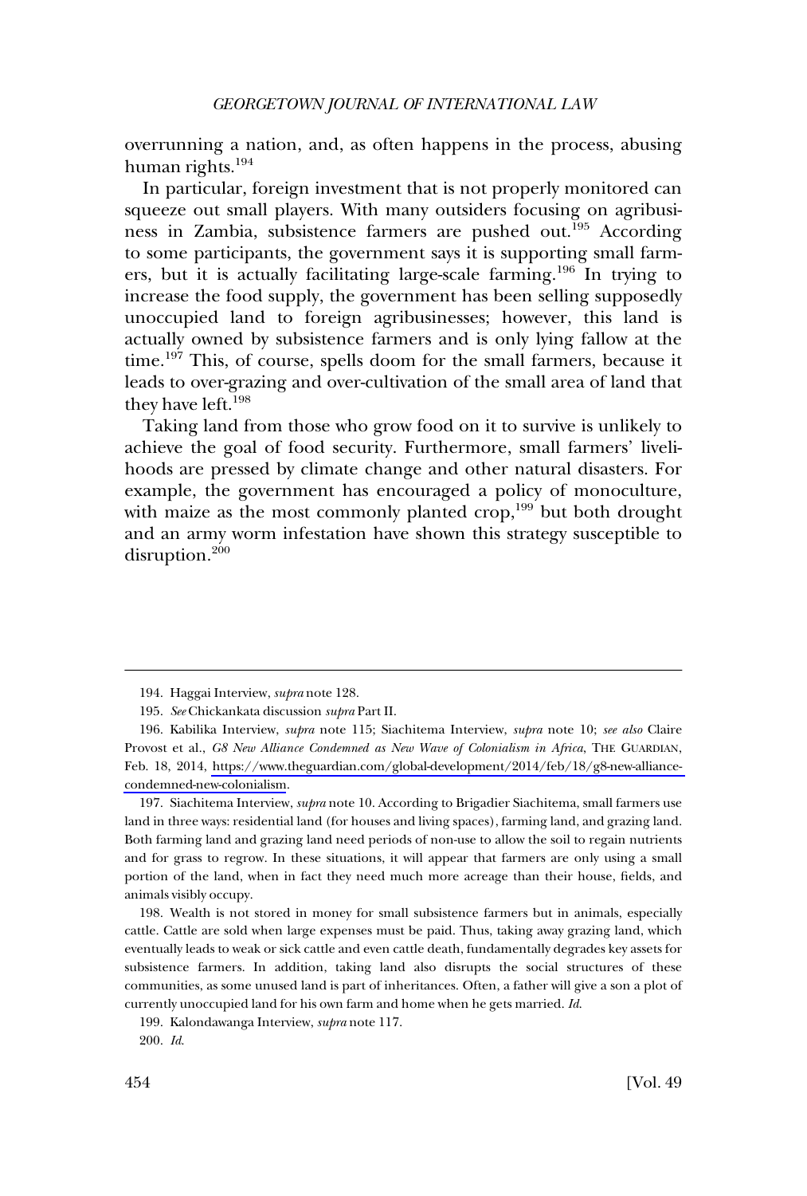overrunning a nation, and, as often happens in the process, abusing human rights.[194]

In particular, foreign investment that is not properly monitored can squeeze out small players. With many outsiders focusing on agribusiness in Zambia, subsistence farmers are pushed out.[195] According to some participants, the government says it is supporting small farmers, but it is actually facilitating large-scale farming.[196] In trying to increase the food supply, the government has been selling supposedly unoccupied land to foreign agribusinesses; however, this land is actually owned by subsistence farmers and is only lying fallow at the time.[197] This, of course, spells doom for the small farmers, because it leads to over-grazing and over-cultivation of the small area of land that they have left.[198]

Taking land from those who grow food on it to survive is unlikely to achieve the goal of food security. Furthermore, small farmers' livelihoods are pressed by climate change and other natural disasters. For example, the government has encouraged a policy of monoculture, with maize as the most commonly planted crop,[199] but both drought and an army worm infestation have shown this strategy susceptible to disruption.[200]

---

194. Haggai Interview, *supra* note 128.

195. *See* Chickankata discussion *supra* Part II.

196. Kabilika Interview, *supra* note 115; Siachitema Interview, *supra* note 10; *see also* Claire Provost et al., *G8 New Alliance Condemned as New Wave of Colonialism in Africa*, THE GUARDIAN, Feb. 18, 2014, https://www.theguardian.com/global-development/2014/feb/18/g8-new-alliance-condemned-new-colonialism.

197. Siachitema Interview, *supra* note 10. According to Brigadier Siachitema, small farmers use land in three ways: residential land (for houses and living spaces), farming land, and grazing land. Both farming land and grazing land need periods of non-use to allow the soil to regain nutrients and for grass to regrow. In these situations, it will appear that farmers are only using a small portion of the land, when in fact they need much more acreage than their house, fields, and animals visibly occupy.

198. Wealth is not stored in money for small subsistence farmers but in animals, especially cattle. Cattle are sold when large expenses must be paid. Thus, taking away grazing land, which eventually leads to weak or sick cattle and even cattle death, fundamentally degrades key assets for subsistence farmers. In addition, taking land also disrupts the social structures of these communities, as some unused land is part of inheritances. Often, a father will give a son a plot of currently unoccupied land for his own farm and home when he gets married. *Id.*

199. Kalondawanga Interview, *supra* note 117.

200. *Id.*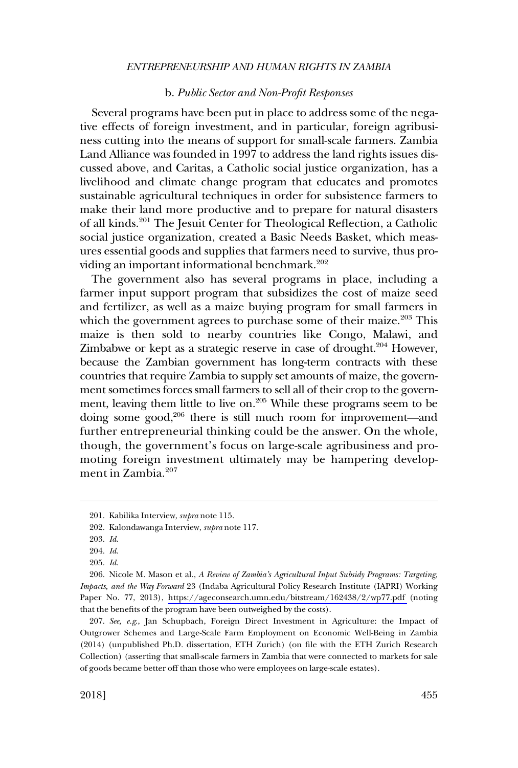### b. *Public Sector and Non-Profit Responses*

Several programs have been put in place to address some of the negative effects of foreign investment, and in particular, foreign agribusiness cutting into the means of support for small-scale farmers. Zambia Land Alliance was founded in 1997 to address the land rights issues discussed above, and Caritas, a Catholic social justice organization, has a livelihood and climate change program that educates and promotes sustainable agricultural techniques in order for subsistence farmers to make their land more productive and to prepare for natural disasters of all kinds.[201] The Jesuit Center for Theological Reflection, a Catholic social justice organization, created a Basic Needs Basket, which measures essential goods and supplies that farmers need to survive, thus providing an important informational benchmark.[202]

The government also has several programs in place, including a farmer input support program that subsidizes the cost of maize seed and fertilizer, as well as a maize buying program for small farmers in which the government agrees to purchase some of their maize.[203] This maize is then sold to nearby countries like Congo, Malawi, and Zimbabwe or kept as a strategic reserve in case of drought.[204] However, because the Zambian government has long-term contracts with these countries that require Zambia to supply set amounts of maize, the government sometimes forces small farmers to sell all of their crop to the government, leaving them little to live on.[205] While these programs seem to be doing some good,[206] there is still much room for improvement—and further entrepreneurial thinking could be the answer. On the whole, though, the government's focus on large-scale agribusiness and promoting foreign investment ultimately may be hampering development in Zambia.[207]

---

201. Kabilika Interview, *supra* note 115.

202. Kalondawanga Interview, *supra* note 117.

203. *Id.*

204. *Id.*

205. *Id.*

206. Nicole M. Mason et al., *A Review of Zambia's Agricultural Input Subsidy Programs: Targeting, Impacts, and the Way Forward* 23 (Indaba Agricultural Policy Research Institute (IAPRI) Working Paper No. 77, 2013), https://ageconsearch.umn.edu/bitstream/162438/2/wp77.pdf (noting that the benefits of the program have been outweighed by the costs).

207. *See, e.g.*, Jan Schupbach, Foreign Direct Investment in Agriculture: the Impact of Outgrower Schemes and Large-Scale Farm Employment on Economic Well-Being in Zambia (2014) (unpublished Ph.D. dissertation, ETH Zurich) (on file with the ETH Zurich Research Collection) (asserting that small-scale farmers in Zambia that were connected to markets for sale of goods became better off than those who were employees on large-scale estates).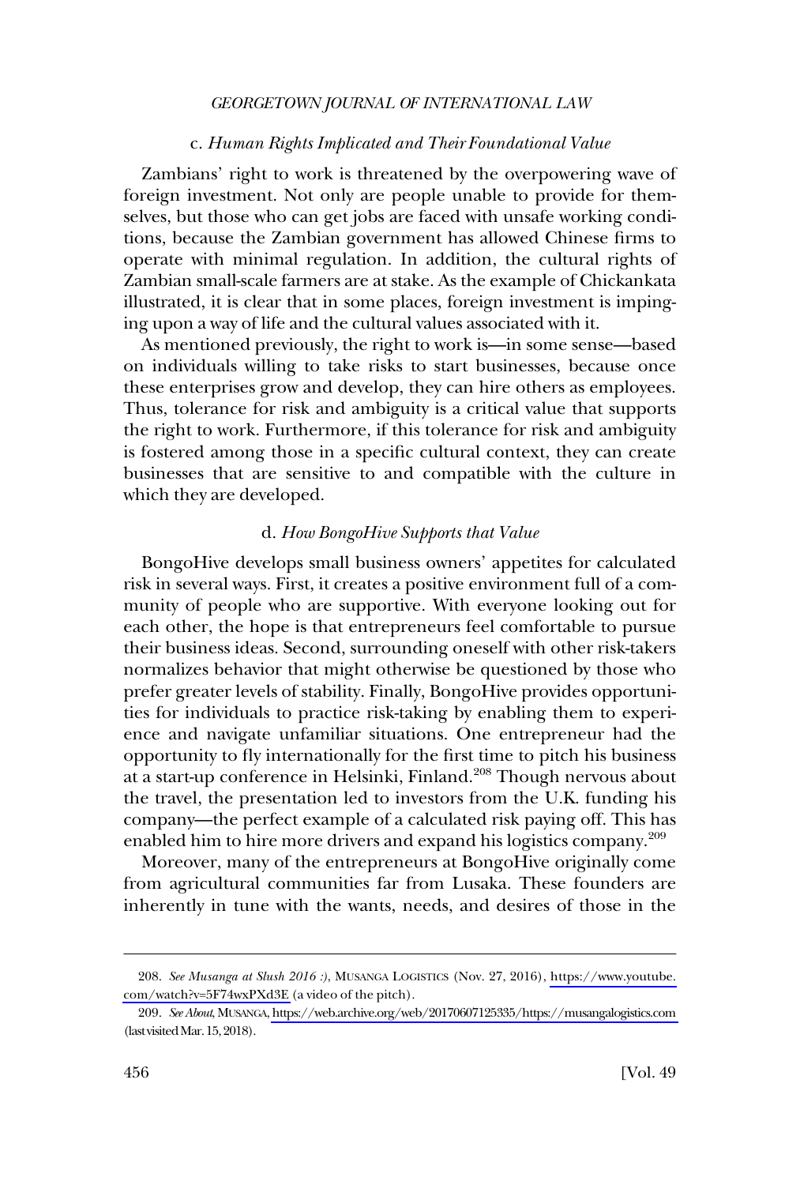#### c. *Human Rights Implicated and Their Foundational Value*

Zambians' right to work is threatened by the overpowering wave of foreign investment. Not only are people unable to provide for themselves, but those who can get jobs are faced with unsafe working conditions, because the Zambian government has allowed Chinese firms to operate with minimal regulation. In addition, the cultural rights of Zambian small-scale farmers are at stake. As the example of Chickankata illustrated, it is clear that in some places, foreign investment is impinging upon a way of life and the cultural values associated with it.

As mentioned previously, the right to work is—in some sense—based on individuals willing to take risks to start businesses, because once these enterprises grow and develop, they can hire others as employees. Thus, tolerance for risk and ambiguity is a critical value that supports the right to work. Furthermore, if this tolerance for risk and ambiguity is fostered among those in a specific cultural context, they can create businesses that are sensitive to and compatible with the culture in which they are developed.

#### d. *How BongoHive Supports that Value*

BongoHive develops small business owners' appetites for calculated risk in several ways. First, it creates a positive environment full of a community of people who are supportive. With everyone looking out for each other, the hope is that entrepreneurs feel comfortable to pursue their business ideas. Second, surrounding oneself with other risk-takers normalizes behavior that might otherwise be questioned by those who prefer greater levels of stability. Finally, BongoHive provides opportunities for individuals to practice risk-taking by enabling them to experience and navigate unfamiliar situations. One entrepreneur had the opportunity to fly internationally for the first time to pitch his business at a start-up conference in Helsinki, Finland.[208] Though nervous about the travel, the presentation led to investors from the U.K. funding his company—the perfect example of a calculated risk paying off. This has enabled him to hire more drivers and expand his logistics company.[209]

Moreover, many of the entrepreneurs at BongoHive originally come from agricultural communities far from Lusaka. These founders are inherently in tune with the wants, needs, and desires of those in the

---

208. *See Musanga at Slush 2016 :)*, MUSANGA LOGISTICS (Nov. 27, 2016), https://www.youtube.com/watch?v=5F74wxPXd3E (a video of the pitch).

209. *See About*, MUSANGA, https://web.archive.org/web/20170607125335/https://musangalogistics.com (last visited Mar. 15, 2018).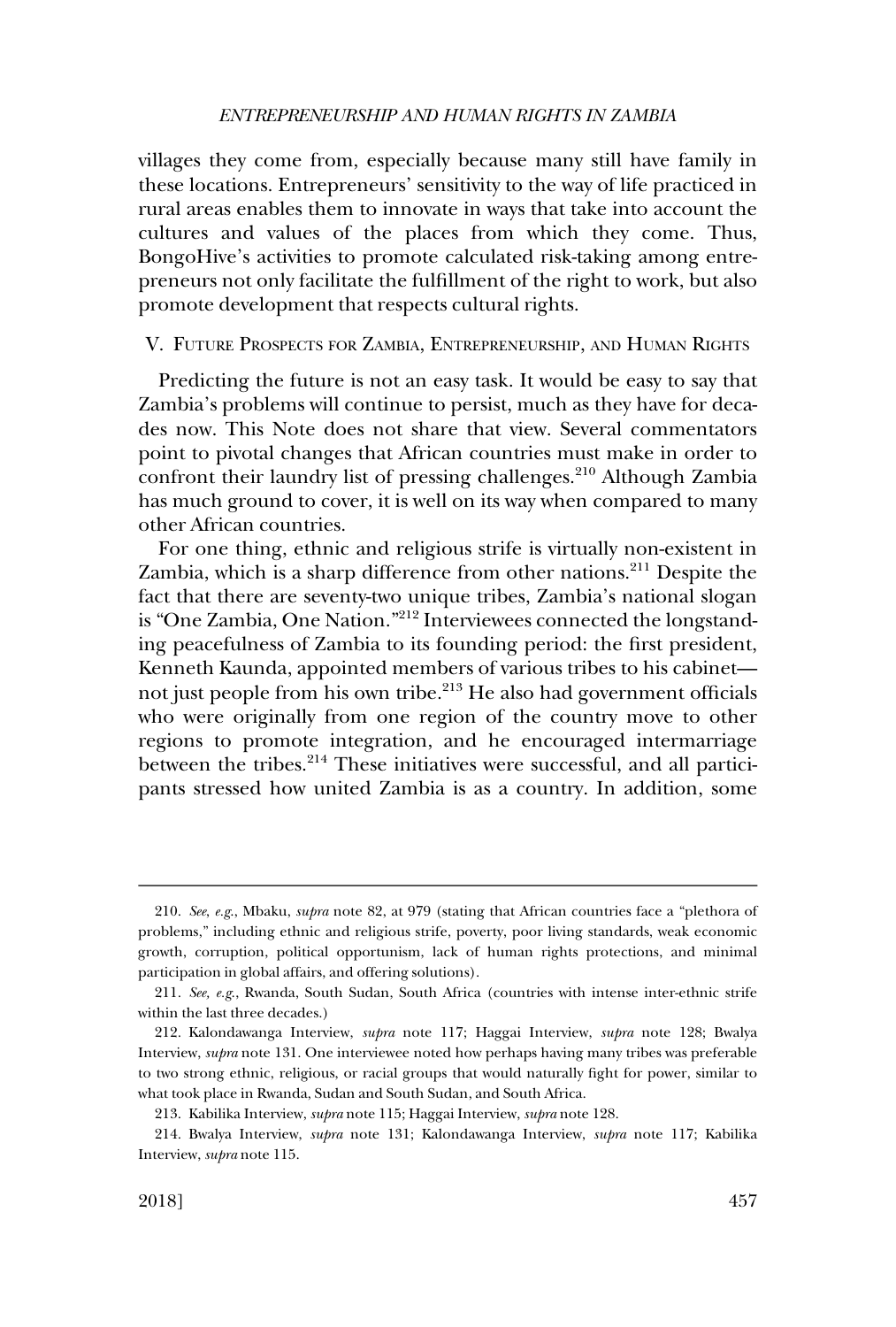villages they come from, especially because many still have family in these locations. Entrepreneurs' sensitivity to the way of life practiced in rural areas enables them to innovate in ways that take into account the cultures and values of the places from which they come. Thus, BongoHive's activities to promote calculated risk-taking among entrepreneurs not only facilitate the fulfillment of the right to work, but also promote development that respects cultural rights.

## V. Future Prospects for Zambia, Entrepreneurship, and Human Rights

Predicting the future is not an easy task. It would be easy to say that Zambia's problems will continue to persist, much as they have for decades now. This Note does not share that view. Several commentators point to pivotal changes that African countries must make in order to confront their laundry list of pressing challenges.[210] Although Zambia has much ground to cover, it is well on its way when compared to many other African countries.

For one thing, ethnic and religious strife is virtually non-existent in Zambia, which is a sharp difference from other nations.[211] Despite the fact that there are seventy-two unique tribes, Zambia's national slogan is "One Zambia, One Nation."[212] Interviewees connected the longstanding peacefulness of Zambia to its founding period: the first president, Kenneth Kaunda, appointed members of various tribes to his cabinet—not just people from his own tribe.[213] He also had government officials who were originally from one region of the country move to other regions to promote integration, and he encouraged intermarriage between the tribes.[214] These initiatives were successful, and all participants stressed how united Zambia is as a country. In addition, some

---

210. *See, e.g.*, Mbaku, *supra* note 82, at 979 (stating that African countries face a "plethora of problems," including ethnic and religious strife, poverty, poor living standards, weak economic growth, corruption, political opportunism, lack of human rights protections, and minimal participation in global affairs, and offering solutions).

211. *See, e.g.*, Rwanda, South Sudan, South Africa (countries with intense inter-ethnic strife within the last three decades.)

212. Kalondawanga Interview, *supra* note 117; Haggai Interview, *supra* note 128; Bwalya Interview, *supra* note 131. One interviewee noted how perhaps having many tribes was preferable to two strong ethnic, religious, or racial groups that would naturally fight for power, similar to what took place in Rwanda, Sudan and South Sudan, and South Africa.

213. Kabilika Interview, *supra* note 115; Haggai Interview, *supra* note 128.

214. Bwalya Interview, *supra* note 131; Kalondawanga Interview, *supra* note 117; Kabilika Interview, *supra* note 115.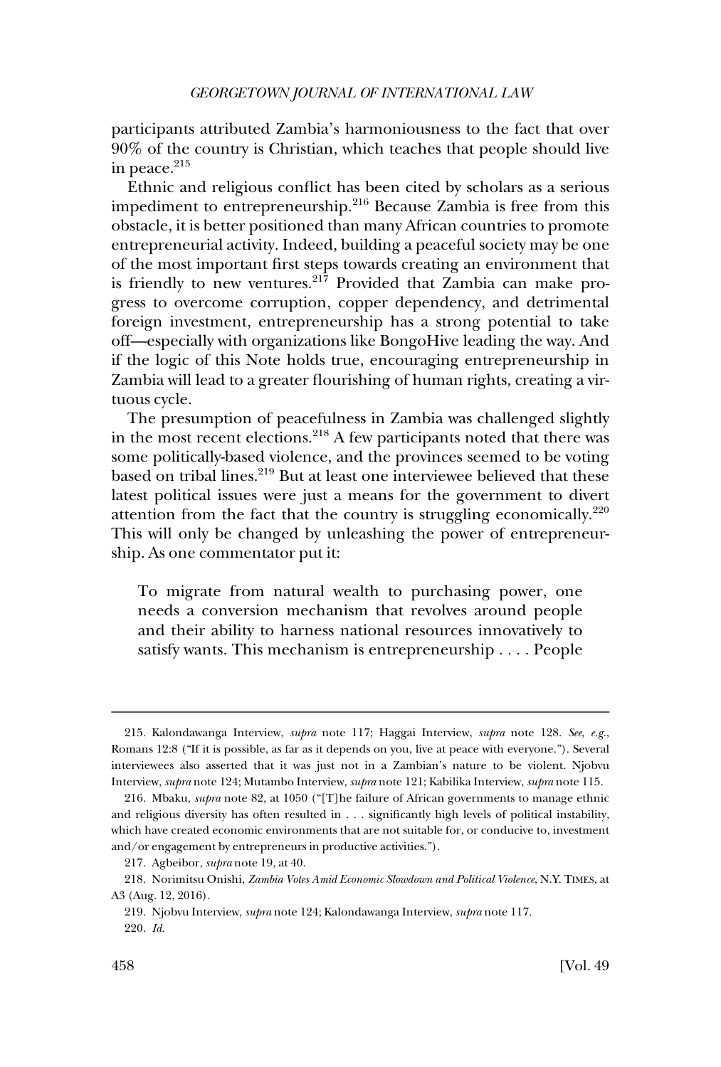participants attributed Zambia's harmoniousness to the fact that over 90% of the country is Christian, which teaches that people should live in peace.[215]

Ethnic and religious conflict has been cited by scholars as a serious impediment to entrepreneurship.[216] Because Zambia is free from this obstacle, it is better positioned than many African countries to promote entrepreneurial activity. Indeed, building a peaceful society may be one of the most important first steps towards creating an environment that is friendly to new ventures.[217] Provided that Zambia can make progress to overcome corruption, copper dependency, and detrimental foreign investment, entrepreneurship has a strong potential to take off—especially with organizations like BongoHive leading the way. And if the logic of this Note holds true, encouraging entrepreneurship in Zambia will lead to a greater flourishing of human rights, creating a virtuous cycle.

The presumption of peacefulness in Zambia was challenged slightly in the most recent elections.[218] A few participants noted that there was some politically-based violence, and the provinces seemed to be voting based on tribal lines.[219] But at least one interviewee believed that these latest political issues were just a means for the government to divert attention from the fact that the country is struggling economically.[220] This will only be changed by unleashing the power of entrepreneurship. As one commentator put it:

> To migrate from natural wealth to purchasing power, one needs a conversion mechanism that revolves around people and their ability to harness national resources innovatively to satisfy wants. This mechanism is entrepreneurship . . . . People

---

215. Kalondawanga Interview, *supra* note 117; Haggai Interview, *supra* note 128. *See, e.g.*, Romans 12:8 ("If it is possible, as far as it depends on you, live at peace with everyone."). Several interviewees also asserted that it was just not in a Zambian's nature to be violent. Njobvu Interview, *supra* note 124; Mutambo Interview, *supra* note 121; Kabilika Interview, *supra* note 115.

216. Mbaku, *supra* note 82, at 1050 ("[T]he failure of African governments to manage ethnic and religious diversity has often resulted in . . . significantly high levels of political instability, which have created economic environments that are not suitable for, or conducive to, investment and/or engagement by entrepreneurs in productive activities.").

217. Agbeibor, *supra* note 19, at 40.

218. Norimitsu Onishi, *Zambia Votes Amid Economic Slowdown and Political Violence*, N.Y. TIMES, at A3 (Aug. 12, 2016).

219. Njobvu Interview, *supra* note 124; Kalondawanga Interview, *supra* note 117.

220. *Id.*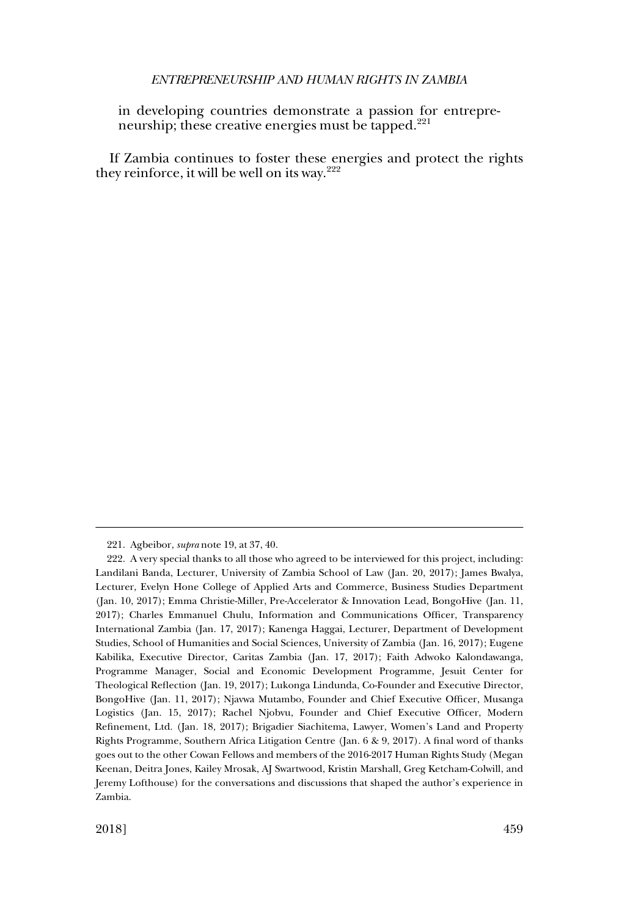in developing countries demonstrate a passion for entrepreneurship; these creative energies must be tapped.[221]

If Zambia continues to foster these energies and protect the rights they reinforce, it will be well on its way.[222]

---

221. Agbeibor, *supra* note 19, at 37, 40.

222. A very special thanks to all those who agreed to be interviewed for this project, including: Landilani Banda, Lecturer, University of Zambia School of Law (Jan. 20, 2017); James Bwalya, Lecturer, Evelyn Hone College of Applied Arts and Commerce, Business Studies Department (Jan. 10, 2017); Emma Christie-Miller, Pre-Accelerator & Innovation Lead, BongoHive (Jan. 11, 2017); Charles Emmanuel Chulu, Information and Communications Officer, Transparency International Zambia (Jan. 17, 2017); Kanenga Haggai, Lecturer, Department of Development Studies, School of Humanities and Social Sciences, University of Zambia (Jan. 16, 2017); Eugene Kabilika, Executive Director, Caritas Zambia (Jan. 17, 2017); Faith Adwoko Kalondawanga, Programme Manager, Social and Economic Development Programme, Jesuit Center for Theological Reflection (Jan. 19, 2017); Lukonga Lindunda, Co-Founder and Executive Director, BongoHive (Jan. 11, 2017); Njavwa Mutambo, Founder and Chief Executive Officer, Musanga Logistics (Jan. 15, 2017); Rachel Njobvu, Founder and Chief Executive Officer, Modern Refinement, Ltd. (Jan. 18, 2017); Brigadier Siachitema, Lawyer, Women's Land and Property Rights Programme, Southern Africa Litigation Centre (Jan. 6 & 9, 2017). A final word of thanks goes out to the other Cowan Fellows and members of the 2016-2017 Human Rights Study (Megan Keenan, Deitra Jones, Kailey Mrosak, AJ Swartwood, Kristin Marshall, Greg Ketcham-Colwill, and Jeremy Lofthouse) for the conversations and discussions that shaped the author's experience in Zambia.